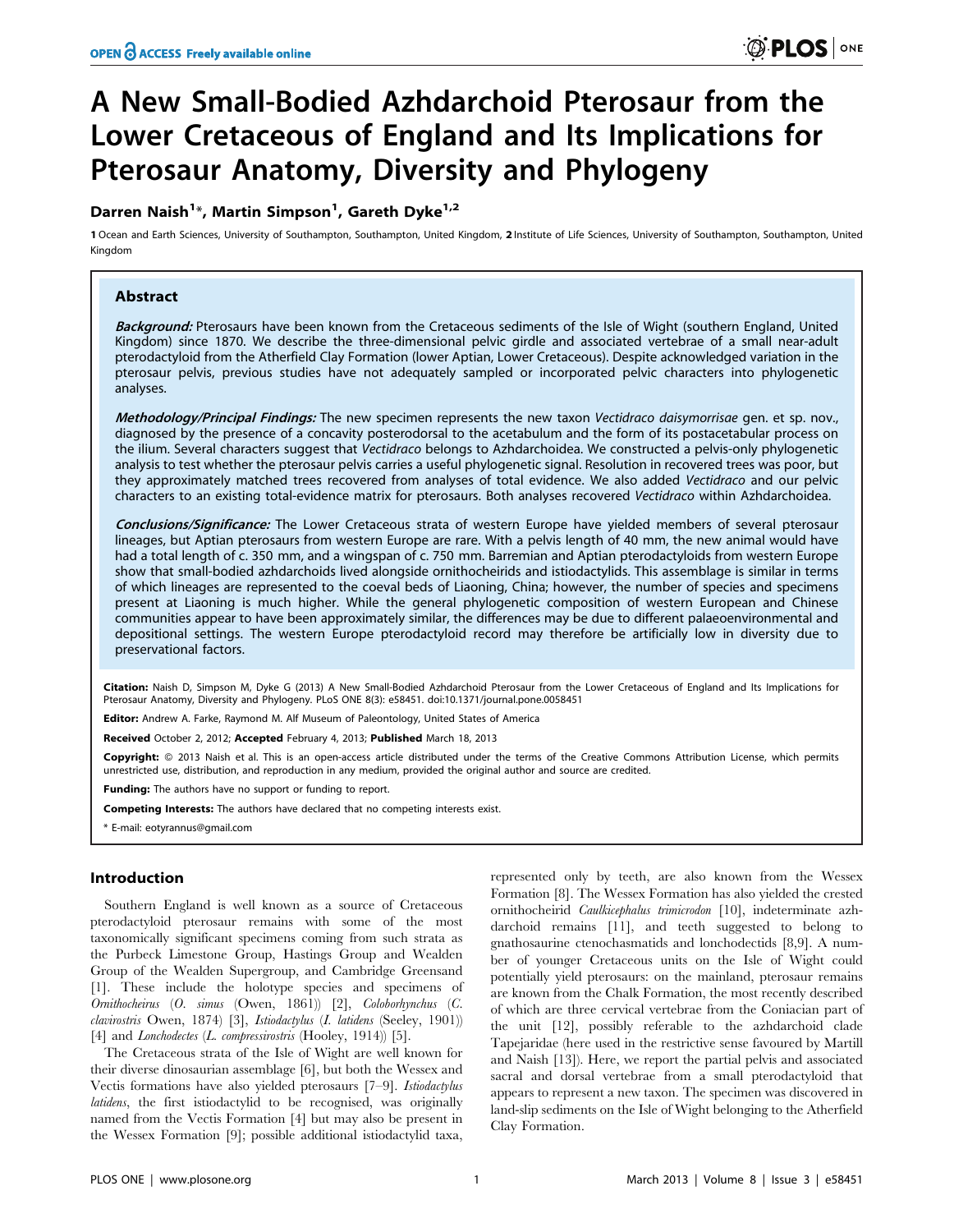# A New Small-Bodied Azhdarchoid Pterosaur from the Lower Cretaceous of England and Its Implications for Pterosaur Anatomy, Diversity and Phylogeny

**Darren Naish[1]*, Martin Simpson[1], Gareth Dyke[1,2]**

**1** Ocean and Earth Sciences, University of Southampton, Southampton, United Kingdom, **2** Institute of Life Sciences, University of Southampton, Southampton, United Kingdom

## Abstract

***Background:*** Pterosaurs have been known from the Cretaceous sediments of the Isle of Wight (southern England, United Kingdom) since 1870. We describe the three-dimensional pelvic girdle and associated vertebrae of a small near-adult pterodactyloid from the Atherfield Clay Formation (lower Aptian, Lower Cretaceous). Despite acknowledged variation in the pterosaur pelvis, previous studies have not adequately sampled or incorporated pelvic characters into phylogenetic analyses.

***Methodology/Principal Findings:*** The new specimen represents the new taxon *Vectidraco daisymorrisae* gen. et sp. nov., diagnosed by the presence of a concavity posterodorsal to the acetabulum and the form of its postacetabular process on the ilium. Several characters suggest that *Vectidraco* belongs to Azhdarchoidea. We constructed a pelvis-only phylogenetic analysis to test whether the pterosaur pelvis carries a useful phylogenetic signal. Resolution in recovered trees was poor, but they approximately matched trees recovered from analyses of total evidence. We also added *Vectidraco* and our pelvic characters to an existing total-evidence matrix for pterosaurs. Both analyses recovered *Vectidraco* within Azhdarchoidea.

***Conclusions/Significance:*** The Lower Cretaceous strata of western Europe have yielded members of several pterosaur lineages, but Aptian pterosaurs from western Europe are rare. With a pelvis length of 40 mm, the new animal would have had a total length of c. 350 mm, and a wingspan of c. 750 mm. Barremian and Aptian pterodactyloids from western Europe show that small-bodied azhdarchoids lived alongside ornithocheirids and istiodactylids. This assemblage is similar in terms of which lineages are represented to the coeval beds of Liaoning, China; however, the number of species and specimens present at Liaoning is much higher. While the general phylogenetic composition of western European and Chinese communities appear to have been approximately similar, the differences may be due to different palaeoenvironmental and depositional settings. The western Europe pterodactyloid record may therefore be artificially low in diversity due to preservational factors.

**Citation:** Naish D, Simpson M, Dyke G (2013) A New Small-Bodied Azhdarchoid Pterosaur from the Lower Cretaceous of England and Its Implications for Pterosaur Anatomy, Diversity and Phylogeny. PLoS ONE 8(3): e58451. doi:10.1371/journal.pone.0058451

**Editor:** Andrew A. Farke, Raymond M. Alf Museum of Paleontology, United States of America

**Received** October 2, 2012; **Accepted** February 4, 2013; **Published** March 18, 2013

**Copyright:** © 2013 Naish et al. This is an open-access article distributed under the terms of the Creative Commons Attribution License, which permits unrestricted use, distribution, and reproduction in any medium, provided the original author and source are credited.

**Funding:** The authors have no support or funding to report.

**Competing Interests:** The authors have declared that no competing interests exist.

\* E-mail: eotyrannus@gmail.com

## Introduction

Southern England is well known as a source of Cretaceous pterodactyloid pterosaur remains with some of the most taxonomically significant specimens coming from such strata as the Purbeck Limestone Group, Hastings Group and Wealden Group of the Wealden Supergroup, and Cambridge Greensand [1]. These include the holotype species and specimens of *Ornithocheirus* (*O. simus* (Owen, 1861)) [2], *Coloborhynchus* (*C. clavirostris* Owen, 1874) [3], *Istiodactylus* (*I. latidens* (Seeley, 1901)) [4] and *Lonchodectes* (*L. compressirostris* (Hooley, 1914)) [5].

The Cretaceous strata of the Isle of Wight are well known for their diverse dinosaurian assemblage [6], but both the Wessex and Vectis formations have also yielded pterosaurs [7–9]. *Istiodactylus latidens*, the first istiodactylid to be recognised, was originally named from the Vectis Formation [4] but may also be present in the Wessex Formation [9]; possible additional istiodactylid taxa, represented only by teeth, are also known from the Wessex Formation [8]. The Wessex Formation has also yielded the crested ornithocheirid *Caulkicephalus trimicrodon* [10], indeterminate azhdarchoid remains [11], and teeth suggested to belong to gnathosaurine ctenochasmatids and lonchodectids [8,9]. A number of younger Cretaceous units on the Isle of Wight could potentially yield pterosaurs: on the mainland, pterosaur remains are known from the Chalk Formation, the most recently described of which are three cervical vertebrae from the Coniacian part of the unit [12], possibly referable to the azhdarchoid clade Tapejaridae (here used in the restrictive sense favoured by Martill and Naish [13]). Here, we report the partial pelvis and associated sacral and dorsal vertebrae from a small pterodactyloid that appears to represent a new taxon. The specimen was discovered in land-slip sediments on the Isle of Wight belonging to the Atherfield Clay Formation.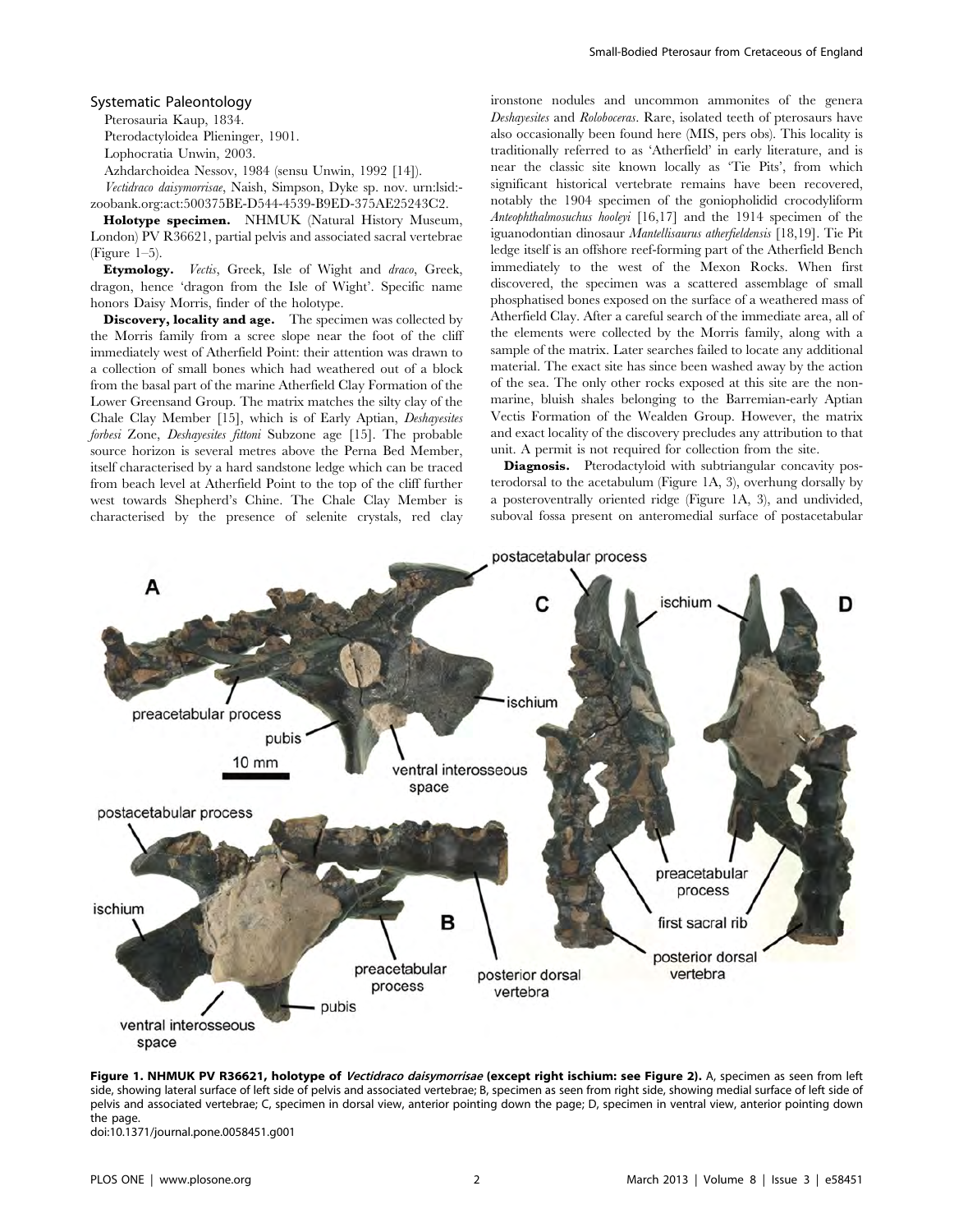## Systematic Paleontology

Pterosauria Kaup, 1834.

Pterodactyloidea Plieninger, 1901.

Lophocratia Unwin, 2003.

Azhdarchoidea Nessov, 1984 (sensu Unwin, 1992 [14]).

*Vectidraco daisymorrisae*, Naish, Simpson, Dyke sp. nov. urn:lsid:zoobank.org:act:500375BE-D544-4539-B9ED-375AE25243C2.

**Holotype specimen.** NHMUK (Natural History Museum, London) PV R36621, partial pelvis and associated sacral vertebrae (Figure 1–5).

**Etymology.** *Vectis*, Greek, Isle of Wight and *draco*, Greek, dragon, hence 'dragon from the Isle of Wight'. Specific name honors Daisy Morris, finder of the holotype.

**Discovery, locality and age.** The specimen was collected by the Morris family from a scree slope near the foot of the cliff immediately west of Atherfield Point: their attention was drawn to a collection of small bones which had weathered out of a block from the basal part of the marine Atherfield Clay Formation of the Lower Greensand Group. The matrix matches the silty clay of the Chale Clay Member [15], which is of Early Aptian, *Deshayesites forbesi* Zone, *Deshayesites fittoni* Subzone age [15]. The probable source horizon is several metres above the Perna Bed Member, itself characterised by a hard sandstone ledge which can be traced from beach level at Atherfield Point to the top of the cliff further west towards Shepherd's Chine. The Chale Clay Member is characterised by the presence of selenite crystals, red clay ironstone nodules and uncommon ammonites of the genera *Deshayesites* and *Roloboceras*. Rare, isolated teeth of pterosaurs have also occasionally been found here (MIS, pers obs). This locality is traditionally referred to as 'Atherfield' in early literature, and is near the classic site known locally as 'Tie Pits', from which significant historical vertebrate remains have been recovered, notably the 1904 specimen of the goniopholidid crocodyliform *Anteophthalmosuchus hooleyi* [16,17] and the 1914 specimen of the iguanodontian dinosaur *Mantellisaurus atherfieldensis* [18,19]. Tie Pit ledge itself is an offshore reef-forming part of the Atherfield Bench immediately to the west of the Mexon Rocks. When first discovered, the specimen was a scattered assemblage of small phosphatised bones exposed on the surface of a weathered mass of Atherfield Clay. After a careful search of the immediate area, all of the elements were collected by the Morris family, along with a sample of the matrix. Later searches failed to locate any additional material. The exact site has since been washed away by the action of the sea. The only other rocks exposed at this site are the non-marine, bluish shales belonging to the Barremian-early Aptian Vectis Formation of the Wealden Group. However, the matrix and exact locality of the discovery precludes any attribution to that unit. A permit is not required for collection from the site.

**Diagnosis.** Pterodactyloid with subtriangular concavity posterodorsal to the acetabulum (Figure 1A, 3), overhung dorsally by a posteroventrally oriented ridge (Figure 1A, 3), and undivided, suboval fossa present on anteromedial surface of postacetabular

**Figure 1. NHMUK PV R36621, holotype of *Vectidraco daisymorrisae* (except right ischium: see Figure 2).** A, specimen as seen from left side, showing lateral surface of left side of pelvis and associated vertebrae; B, specimen as seen from right side, showing medial surface of left side of pelvis and associated vertebrae; C, specimen in dorsal view, anterior pointing down the page; D, specimen in ventral view, anterior pointing down the page.

doi:10.1371/journal.pone.0058451.g001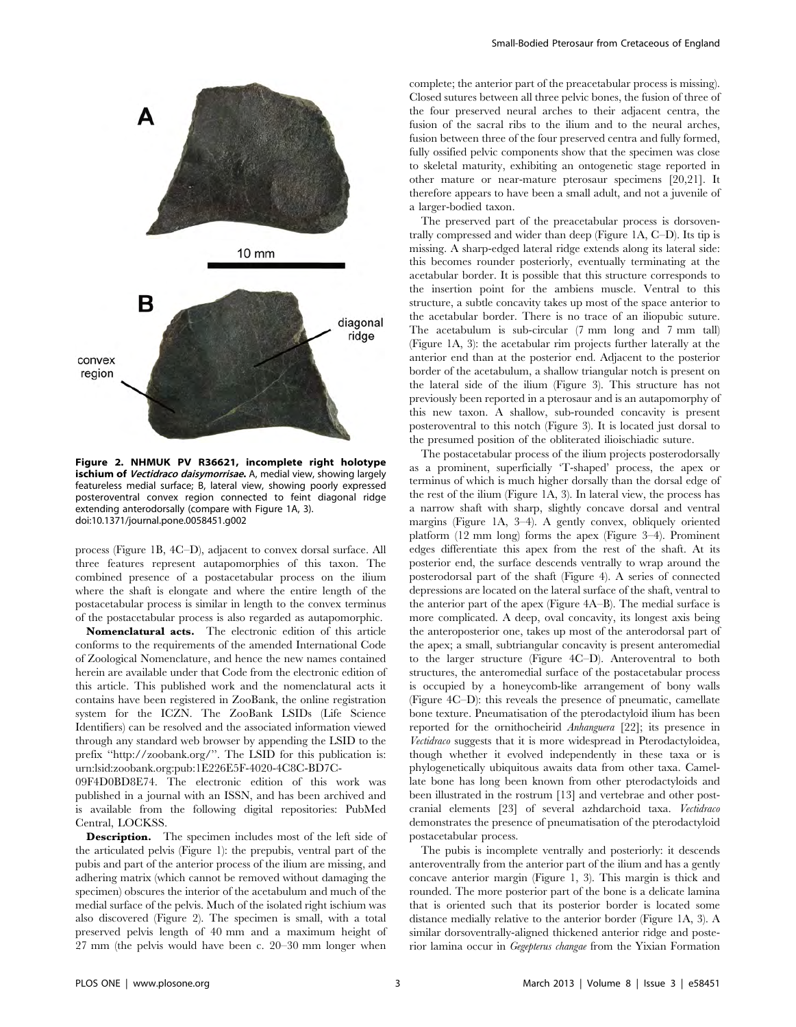**Figure 2. NHMUK PV R36621, incomplete right holotype ischium of *Vectidraco daisymorrisae*.** A, medial view, showing largely featureless medial surface; B, lateral view, showing poorly expressed posteroventral convex region connected to feint diagonal ridge extending anterodorsally (compare with Figure 1A, 3).
doi:10.1371/journal.pone.0058451.g002

process (Figure 1B, 4C–D), adjacent to convex dorsal surface. All three features represent autapomorphies of this taxon. The combined presence of a postacetabular process on the ilium where the shaft is elongate and where the entire length of the postacetabular process is similar in length to the convex terminus of the postacetabular process is also regarded as autapomorphic.

**Nomenclatural acts.** The electronic edition of this article conforms to the requirements of the amended International Code of Zoological Nomenclature, and hence the new names contained herein are available under that Code from the electronic edition of this article. This published work and the nomenclatural acts it contains have been registered in ZooBank, the online registration system for the ICZN. The ZooBank LSIDs (Life Science Identifiers) can be resolved and the associated information viewed through any standard web browser by appending the LSID to the prefix "http://zoobank.org/". The LSID for this publication is: urn:lsid:zoobank.org:pub:1E226E5F-4020-4C8C-BD7C-09F4D0BD8E74. The electronic edition of this work was published in a journal with an ISSN, and has been archived and is available from the following digital repositories: PubMed Central, LOCKSS.

**Description.** The specimen includes most of the left side of the articulated pelvis (Figure 1): the prepubis, ventral part of the pubis and part of the anterior process of the ilium are missing, and adhering matrix (which cannot be removed without damaging the specimen) obscures the interior of the acetabulum and much of the medial surface of the pelvis. Much of the isolated right ischium was also discovered (Figure 2). The specimen is small, with a total preserved pelvis length of 40 mm and a maximum height of 27 mm (the pelvis would have been c. 20–30 mm longer when complete; the anterior part of the preacetabular process is missing). Closed sutures between all three pelvic bones, the fusion of three of the four preserved neural arches to their adjacent centra, the fusion of the sacral ribs to the ilium and to the neural arches, fusion between three of the four preserved centra and fully formed, fully ossified pelvic components show that the specimen was close to skeletal maturity, exhibiting an ontogenetic stage reported in other mature or near-mature pterosaur specimens [20,21]. It therefore appears to have been a small adult, and not a juvenile of a larger-bodied taxon.

The preserved part of the preacetabular process is dorsoventrally compressed and wider than deep (Figure 1A, C–D). Its tip is missing. A sharp-edged lateral ridge extends along its lateral side: this becomes rounder posteriorly, eventually terminating at the acetabular border. It is possible that this structure corresponds to the insertion point for the ambiens muscle. Ventral to this structure, a subtle concavity takes up most of the space anterior to the acetabular border. There is no trace of an iliopubic suture. The acetabulum is sub-circular (7 mm long and 7 mm tall) (Figure 1A, 3): the acetabular rim projects further laterally at the anterior end than at the posterior end. Adjacent to the posterior border of the acetabulum, a shallow triangular notch is present on the lateral side of the ilium (Figure 3). This structure has not previously been reported in a pterosaur and is an autapomorphy of this new taxon. A shallow, sub-rounded concavity is present posteroventral to this notch (Figure 3). It is located just dorsal to the presumed position of the obliterated ilioischiadic suture.

The postacetabular process of the ilium projects posterodorsally as a prominent, superficially 'T-shaped' process, the apex or terminus of which is much higher dorsally than the dorsal edge of the rest of the ilium (Figure 1A, 3). In lateral view, the process has a narrow shaft with sharp, slightly concave dorsal and ventral margins (Figure 1A, 3–4). A gently convex, obliquely oriented platform (12 mm long) forms the apex (Figure 3–4). Prominent edges differentiate this apex from the rest of the shaft. At its posterior end, the surface descends ventrally to wrap around the posterodorsal part of the shaft (Figure 4). A series of connected depressions are located on the lateral surface of the shaft, ventral to the anterior part of the apex (Figure 4A–B). The medial surface is more complicated. A deep, oval concavity, its longest axis being the anteroposterior one, takes up most of the anterodorsal part of the apex; a small, subtriangular concavity is present anteromedial to the larger structure (Figure 4C–D). Anteroventral to both structures, the anteromedial surface of the postacetabular process is occupied by a honeycomb-like arrangement of bony walls (Figure 4C–D): this reveals the presence of pneumatic, camellate bone texture. Pneumatisation of the pterodactyloid ilium has been reported for the ornithocheirid *Anhanguera* [22]; its presence in *Vectidraco* suggests that it is more widespread in Pterodactyloidea, though whether it evolved independently in these taxa or is phylogenetically ubiquitous awaits data from other taxa. Camellate bone has long been known from other pterodactyloids and been illustrated in the rostrum [13] and vertebrae and other postcranial elements [23] of several azhdarchoid taxa. *Vectidraco* demonstrates the presence of pneumatisation of the pterodactyloid postacetabular process.

The pubis is incomplete ventrally and posteriorly: it descends anteroventrally from the anterior part of the ilium and has a gently concave anterior margin (Figure 1, 3). This margin is thick and rounded. The more posterior part of the bone is a delicate lamina that is oriented such that its posterior border is located some distance medially relative to the anterior border (Figure 1A, 3). A similar dorsoventrally-aligned thickened anterior ridge and posterior lamina occur in *Gegepterus changae* from the Yixian Formation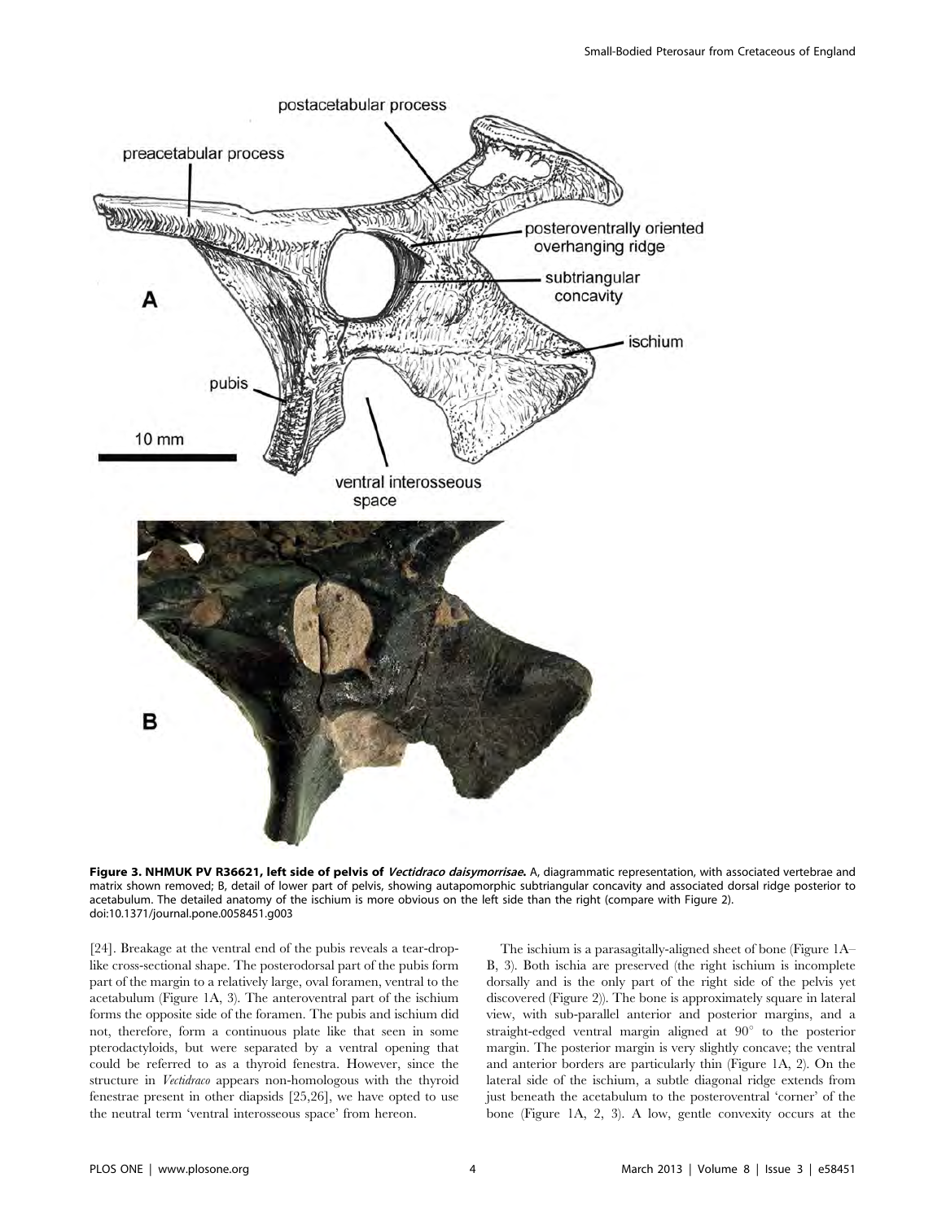**Figure 3. NHMUK PV R36621, left side of pelvis of *Vectidraco daisymorrisae*.** A, diagrammatic representation, with associated vertebrae and matrix shown removed; B, detail of lower part of pelvis, showing autapomorphic subtriangular concavity and associated dorsal ridge posterior to acetabulum. The detailed anatomy of the ischium is more obvious on the left side than the right (compare with Figure 2).
doi:10.1371/journal.pone.0058451.g003

[24]. Breakage at the ventral end of the pubis reveals a tear-drop-like cross-sectional shape. The posterodorsal part of the pubis form part of the margin to a relatively large, oval foramen, ventral to the acetabulum (Figure 1A, 3). The anteroventral part of the ischium forms the opposite side of the foramen. The pubis and ischium did not, therefore, form a continuous plate like that seen in some pterodactyloids, but were separated by a ventral opening that could be referred to as a thyroid fenestra. However, since the structure in *Vectidraco* appears non-homologous with the thyroid fenestrae present in other diapsids [25,26], we have opted to use the neutral term 'ventral interosseous space' from hereon.

The ischium is a parasagitally-aligned sheet of bone (Figure 1A–B, 3). Both ischia are preserved (the right ischium is incomplete dorsally and is the only part of the right side of the pelvis yet discovered (Figure 2)). The bone is approximately square in lateral view, with sub-parallel anterior and posterior margins, and a straight-edged ventral margin aligned at 90° to the posterior margin. The posterior margin is very slightly concave; the ventral and anterior borders are particularly thin (Figure 1A, 2). On the lateral side of the ischium, a subtle diagonal ridge extends from just beneath the acetabulum to the posteroventral 'corner' of the bone (Figure 1A, 2, 3). A low, gentle convexity occurs at the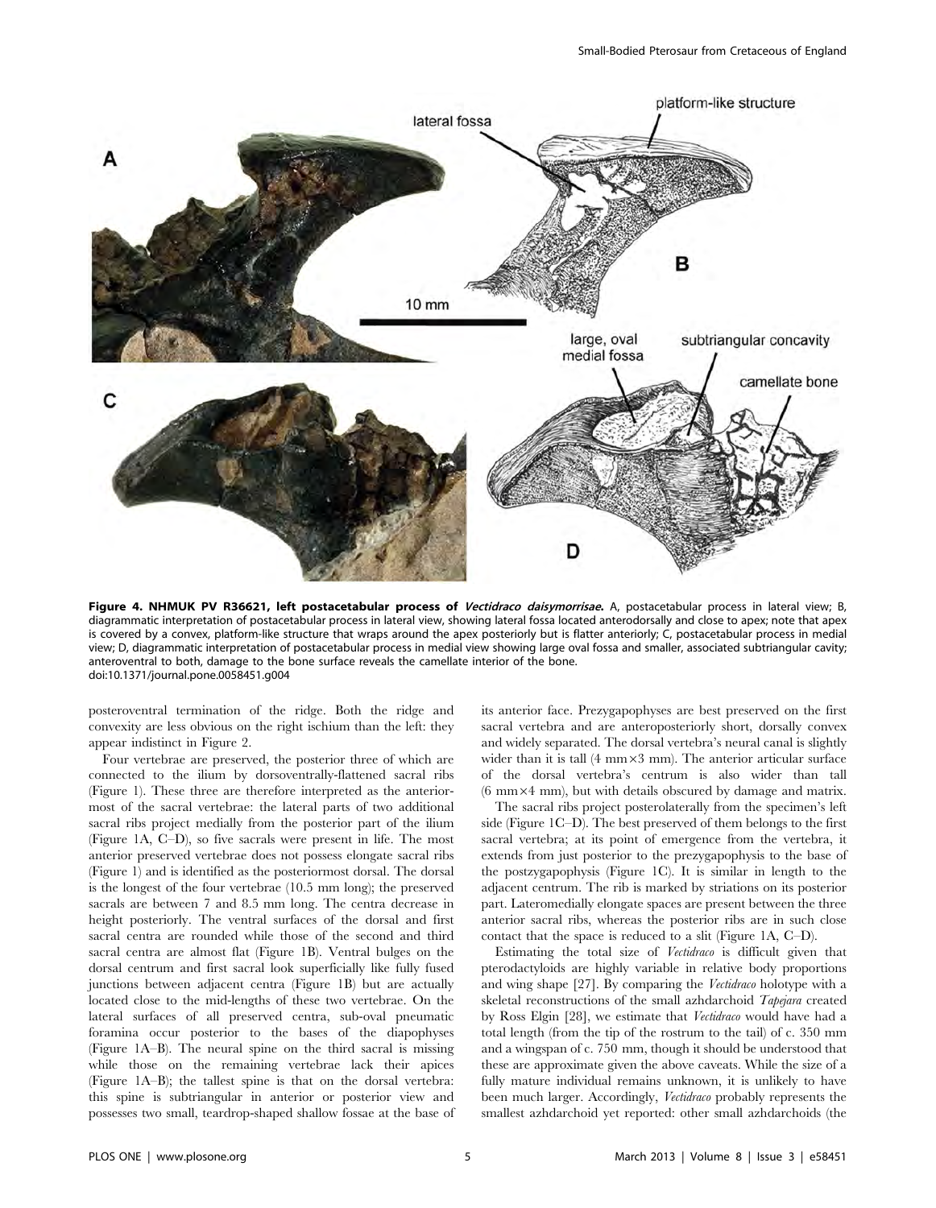**Figure 4. NHMUK PV R36621, left postacetabular process of *Vectidraco daisymorrisae*.** A, postacetabular process in lateral view; B, diagrammatic interpretation of postacetabular process in lateral view, showing lateral fossa located anterodorsally and close to apex; note that apex is covered by a convex, platform-like structure that wraps around the apex posteriorly but is flatter anteriorly; C, postacetabular process in medial view; D, diagrammatic interpretation of postacetabular process in medial view showing large oval fossa and smaller, associated subtriangular cavity; anteroventral to both, damage to the bone surface reveals the camellate interior of the bone.
doi:10.1371/journal.pone.0058451.g004

posteroventral termination of the ridge. Both the ridge and convexity are less obvious on the right ischium than the left: they appear indistinct in Figure 2.

Four vertebrae are preserved, the posterior three of which are connected to the ilium by dorsoventrally-flattened sacral ribs (Figure 1). These three are therefore interpreted as the anteriormost of the sacral vertebrae: the lateral parts of two additional sacral ribs project medially from the posterior part of the ilium (Figure 1A, C–D), so five sacrals were present in life. The most anterior preserved vertebrae does not possess elongate sacral ribs (Figure 1) and is identified as the posteriormost dorsal. The dorsal is the longest of the four vertebrae (10.5 mm long); the preserved sacrals are between 7 and 8.5 mm long. The centra decrease in height posteriorly. The ventral surfaces of the dorsal and first sacral centra are rounded while those of the second and third sacral centra are almost flat (Figure 1B). Ventral bulges on the dorsal centrum and first sacral look superficially like fully fused junctions between adjacent centra (Figure 1B) but are actually located close to the mid-lengths of these two vertebrae. On the lateral surfaces of all preserved centra, sub-oval pneumatic foramina occur posterior to the bases of the diapophyses (Figure 1A–B). The neural spine on the third sacral is missing while those on the remaining vertebrae lack their apices (Figure 1A–B); the tallest spine is that on the dorsal vertebra: this spine is subtriangular in anterior or posterior view and possesses two small, teardrop-shaped shallow fossae at the base of its anterior face. Prezygapophyses are best preserved on the first sacral vertebra and are anteroposteriorly short, dorsally convex and widely separated. The dorsal vertebra's neural canal is slightly wider than it is tall (4 mm×3 mm). The anterior articular surface of the dorsal vertebra's centrum is also wider than tall (6 mm×4 mm), but with details obscured by damage and matrix.

The sacral ribs project posterolaterally from the specimen's left side (Figure 1C–D). The best preserved of them belongs to the first sacral vertebra; at its point of emergence from the vertebra, it extends from just posterior to the prezygapophysis to the base of the postzygapophysis (Figure 1C). It is similar in length to the adjacent centrum. The rib is marked by striations on its posterior part. Lateromedially elongate spaces are present between the three anterior sacral ribs, whereas the posterior ribs are in such close contact that the space is reduced to a slit (Figure 1A, C–D).

Estimating the total size of *Vectidraco* is difficult given that pterodactyloids are highly variable in relative body proportions and wing shape [27]. By comparing the *Vectidraco* holotype with a skeletal reconstructions of the small azhdarchoid *Tapejara* created by Ross Elgin [28], we estimate that *Vectidraco* would have had a total length (from the tip of the rostrum to the tail) of c. 350 mm and a wingspan of c. 750 mm, though it should be understood that these are approximate given the above caveats. While the size of a fully mature individual remains unknown, it is unlikely to have been much larger. Accordingly, *Vectidraco* probably represents the smallest azhdarchoid yet reported: other small azhdarchoids (the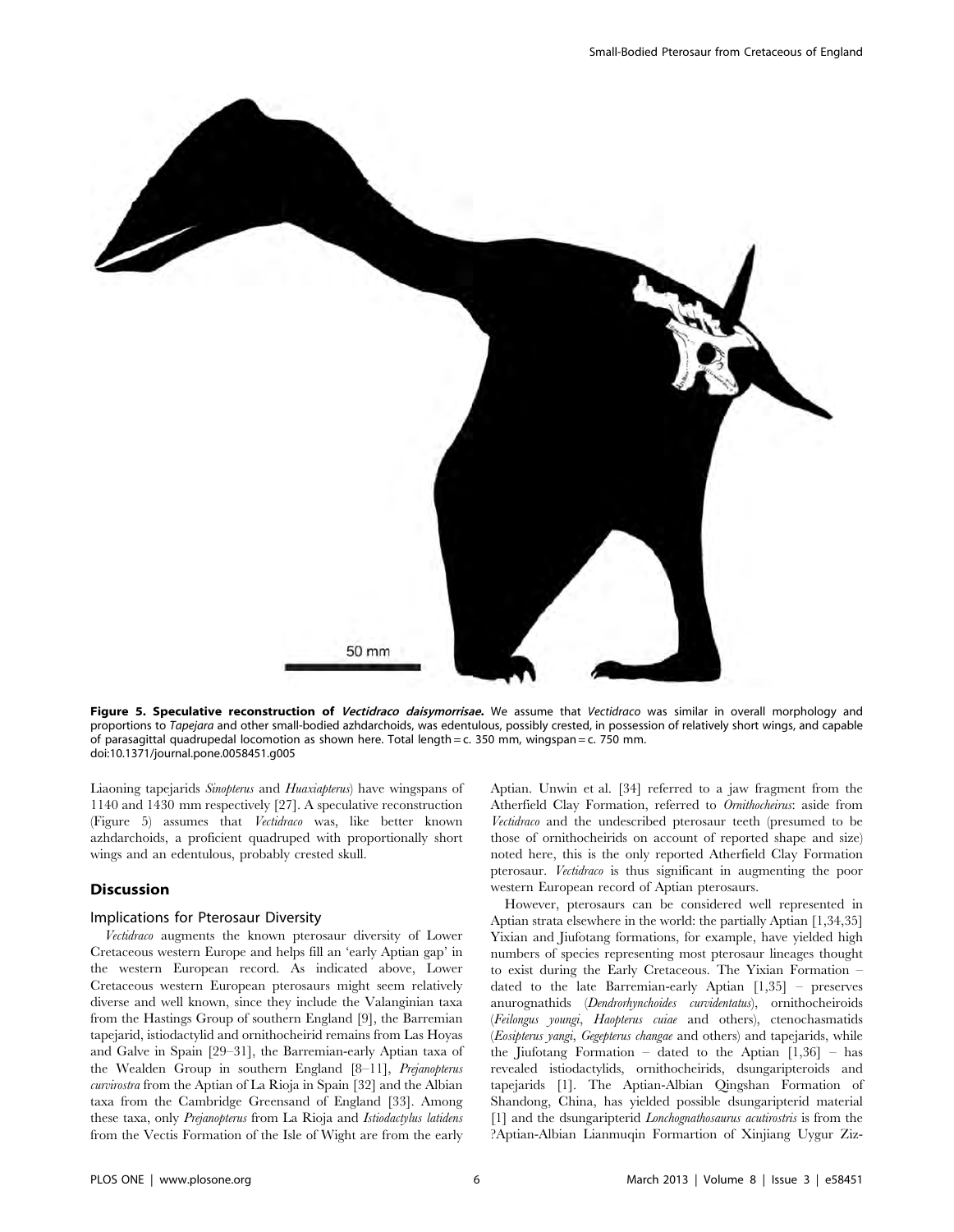**Figure 5. Speculative reconstruction of *Vectidraco daisymorrisae*.** We assume that *Vectidraco* was similar in overall morphology and proportions to *Tapejara* and other small-bodied azhdarchoids, was edentulous, possibly crested, in possession of relatively short wings, and capable of parasagittal quadrupedal locomotion as shown here. Total length = c. 350 mm, wingspan = c. 750 mm.
doi:10.1371/journal.pone.0058451.g005

Liaoning tapejarids *Sinopterus* and *Huaxiapterus*) have wingspans of 1140 and 1430 mm respectively [27]. A speculative reconstruction (Figure 5) assumes that *Vectidraco* was, like better known azhdarchoids, a proficient quadruped with proportionally short wings and an edentulous, probably crested skull.

## Discussion

### Implications for Pterosaur Diversity

*Vectidraco* augments the known pterosaur diversity of Lower Cretaceous western Europe and helps fill an 'early Aptian gap' in the western European record. As indicated above, Lower Cretaceous western European pterosaurs might seem relatively diverse and well known, since they include the Valanginian taxa from the Hastings Group of southern England [9], the Barremian tapejarid, istiodactylid and ornithocheirid remains from Las Hoyas and Galve in Spain [29–31], the Barremian-early Aptian taxa of the Wealden Group in southern England [8–11], *Prejanopterus curvirostra* from the Aptian of La Rioja in Spain [32] and the Albian taxa from the Cambridge Greensand of England [33]. Among these taxa, only *Prejanopterus* from La Rioja and *Istiodactylus latidens* from the Vectis Formation of the Isle of Wight are from the early Aptian. Unwin et al. [34] referred to a jaw fragment from the Atherfield Clay Formation, referred to *Ornithocheirus*: aside from *Vectidraco* and the undescribed pterosaur teeth (presumed to be those of ornithocheirids on account of reported shape and size) noted here, this is the only reported Atherfield Clay Formation pterosaur. *Vectidraco* is thus significant in augmenting the poor western European record of Aptian pterosaurs.

However, pterosaurs can be considered well represented in Aptian strata elsewhere in the world: the partially Aptian [1,34,35] Yixian and Jiufotang formations, for example, have yielded high numbers of species representing most pterosaur lineages thought to exist during the Early Cretaceous. The Yixian Formation – dated to the late Barremian-early Aptian [1,35] – preserves anurognathids (*Dendrorhynchoides curvidentatus*), ornithocheiroids (*Feilongus youngi*, *Haopterus cuiae* and others), ctenochasmatids (*Eosipterus yangi*, *Gegepterus changae* and others) and tapejarids, while the Jiufotang Formation – dated to the Aptian [1,36] – has revealed istiodactylids, ornithocheirids, dsungaripteroids and tapejarids [1]. The Aptian-Albian Qingshan Formation of Shandong, China, has yielded possible dsungaripterid material [1] and the dsungaripterid *Lonchognathosaurus acutirostris* is from the ?Aptian-Albian Lianmuqin Formartion of Xinjiang Uygur Ziz-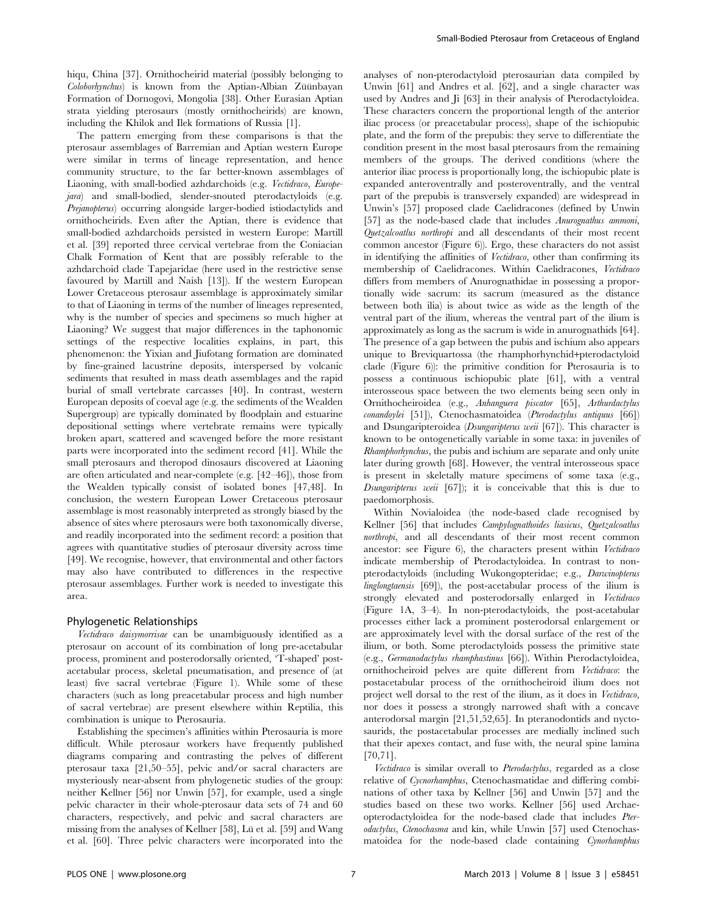hiqu, China [37]. Ornithocheirid material (possibly belonging to *Coloborhynchus*) is known from the Aptian-Albian Züünbayan Formation of Dornogovi, Mongolia [38]. Other Eurasian Aptian strata yielding pterosaurs (mostly ornithocheirids) are known, including the Khilok and Ilek formations of Russia [1].

The pattern emerging from these comparisons is that the pterosaur assemblages of Barremian and Aptian western Europe were similar in terms of lineage representation, and hence community structure, to the far better-known assemblages of Liaoning, with small-bodied azhdarchoids (e.g. *Vectidraco*, *Europejara*) and small-bodied, slender-snouted pterodactyloids (e.g. *Prejanopterus*) occurring alongside larger-bodied istiodactylids and ornithocheirids. Even after the Aptian, there is evidence that small-bodied azhdarchoids persisted in western Europe: Martill et al. [39] reported three cervical vertebrae from the Coniacian Chalk Formation of Kent that are possibly referable to the azhdarchoid clade Tapejaridae (here used in the restrictive sense favoured by Martill and Naish [13]). If the western European Lower Cretaceous pterosaur assemblage is approximately similar to that of Liaoning in terms of the number of lineages represented, why is the number of species and specimens so much higher at Liaoning? We suggest that major differences in the taphonomic settings of the respective localities explains, in part, this phenomenon: the Yixian and Jiufotang formation are dominated by fine-grained lacustrine deposits, interspersed by volcanic sediments that resulted in mass death assemblages and the rapid burial of small vertebrate carcasses [40]. In contrast, western European deposits of coeval age (e.g. the sediments of the Wealden Supergroup) are typically dominated by floodplain and estuarine depositional settings where vertebrate remains were typically broken apart, scattered and scavenged before the more resistant parts were incorporated into the sediment record [41]. While the small pterosaurs and theropod dinosaurs discovered at Liaoning are often articulated and near-complete (e.g. [42–46]), those from the Wealden typically consist of isolated bones [47,48]. In conclusion, the western European Lower Cretaceous pterosaur assemblage is most reasonably interpreted as strongly biased by the absence of sites where pterosaurs were both taxonomically diverse, and readily incorporated into the sediment record: a position that agrees with quantitative studies of pterosaur diversity across time [49]. We recognise, however, that environmental and other factors may also have contributed to differences in the respective pterosaur assemblages. Further work is needed to investigate this area.

## Phylogenetic Relationships

*Vectidraco daisymorrisae* can be unambiguously identified as a pterosaur on account of its combination of long pre-acetabular process, prominent and posterodorsally oriented, 'T-shaped' post-acetabular process, skeletal pneumatisation, and presence of (at least) five sacral vertebrae (Figure 1). While some of these characters (such as long preacetabular process and high number of sacral vertebrae) are present elsewhere within Reptilia, this combination is unique to Pterosauria.

Establishing the specimen's affinities within Pterosauria is more difficult. While pterosaur workers have frequently published diagrams comparing and contrasting the pelves of different pterosaur taxa [21,50–55], pelvic and/or sacral characters are mysteriously near-absent from phylogenetic studies of the group: neither Kellner [56] nor Unwin [57], for example, used a single pelvic character in their whole-pterosaur data sets of 74 and 60 characters, respectively, and pelvic and sacral characters are missing from the analyses of Kellner [58], Lü et al. [59] and Wang et al. [60]. Three pelvic characters were incorporated into the analyses of non-pterodactyloid pterosaurian data compiled by Unwin [61] and Andres et al. [62], and a single character was used by Andres and Ji [63] in their analysis of Pterodactyloidea. These characters concern the proportional length of the anterior iliac process (or preacetabular process), shape of the ischiopubic plate, and the form of the prepubis: they serve to differentiate the condition present in the most basal pterosaurs from the remaining members of the groups. The derived conditions (where the anterior iliac process is proportionally long, the ischiopubic plate is expanded anteroventrally and posteroventrally, and the ventral part of the prepubis is transversely expanded) are widespread in Unwin's [57] proposed clade Caelidracones (defined by Unwin [57] as the node-based clade that includes *Anurognathus ammoni*, *Quetzalcoatlus northropi* and all descendants of their most recent common ancestor (Figure 6)). Ergo, these characters do not assist in identifying the affinities of *Vectidraco*, other than confirming its membership of Caelidracones. Within Caelidracones, *Vectidraco* differs from members of Anurognathidae in possessing a proportionally wide sacrum: its sacrum (measured as the distance between both ilia) is about twice as wide as the length of the ventral part of the ilium, whereas the ventral part of the ilium is approximately as long as the sacrum is wide in anurognathids [64]. The presence of a gap between the pubis and ischium also appears unique to Breviquartossa (the rhamphorhynchid+pterodactyloid clade (Figure 6)): the primitive condition for Pterosauria is to possess a continuous ischiopubic plate [61], with a ventral interosseous space between the two elements being seen only in Ornithocheiroidea (e.g., *Anhanguera piscator* [65], *Arthurdactylus conandoylei* [51]), Ctenochasmatoidea (*Pterodactylus antiquus* [66]) and Dsungaripteroidea (*Dsungaripterus weii* [67]). This character is known to be ontogenetically variable in some taxa: in juveniles of *Rhamphorhynchus*, the pubis and ischium are separate and only unite later during growth [68]. However, the ventral interosseous space is present in skeletally mature specimens of some taxa (e.g., *Dsungaripterus weii* [67]); it is conceivable that this is due to paedomorphosis.

Within Novialoidea (the node-based clade recognised by Kellner [56] that includes *Campylognathoides liasicus*, *Quetzalcoatlus northropi*, and all descendants of their most recent common ancestor: see Figure 6), the characters present within *Vectidraco* indicate membership of Pterodactyloidea. In contrast to non-pterodactyloids (including Wukongopteridae; e.g., *Darwinopterus linglongtaensis* [69]), the post-acetabular process of the ilium is strongly elevated and posterodorsally enlarged in *Vectidraco* (Figure 1A, 3–4). In non-pterodactyloids, the post-acetabular processes either lack a prominent posterodorsal enlargement or are approximately level with the dorsal surface of the rest of the ilium, or both. Some pterodactyloids possess the primitive state (e.g., *Germanodactylus rhamphastinus* [66]). Within Pterodactyloidea, ornithocheiroid pelves are quite different from *Vectidraco*: the postacetabular process of the ornithocheiroid ilium does not project well dorsal to the rest of the ilium, as it does in *Vectidraco*, nor does it possess a strongly narrowed shaft with a concave anterodorsal margin [21,51,52,65]. In pteranodontids and nyctosaurids, the postacetabular processes are medially inclined such that their apexes contact, and fuse with, the neural spine lamina [70,71].

*Vectidraco* is similar overall to *Pterodactylus*, regarded as a close relative of *Cycnorhamphus*, Ctenochasmatidae and differing combinations of other taxa by Kellner [56] and Unwin [57] and the studies based on these two works. Kellner [56] used Archaeopterodactyloidea for the node-based clade that includes *Pterodactylus*, *Ctenochasma* and kin, while Unwin [57] used Ctenochasmatoidea for the node-based clade containing *Cynorhamphus*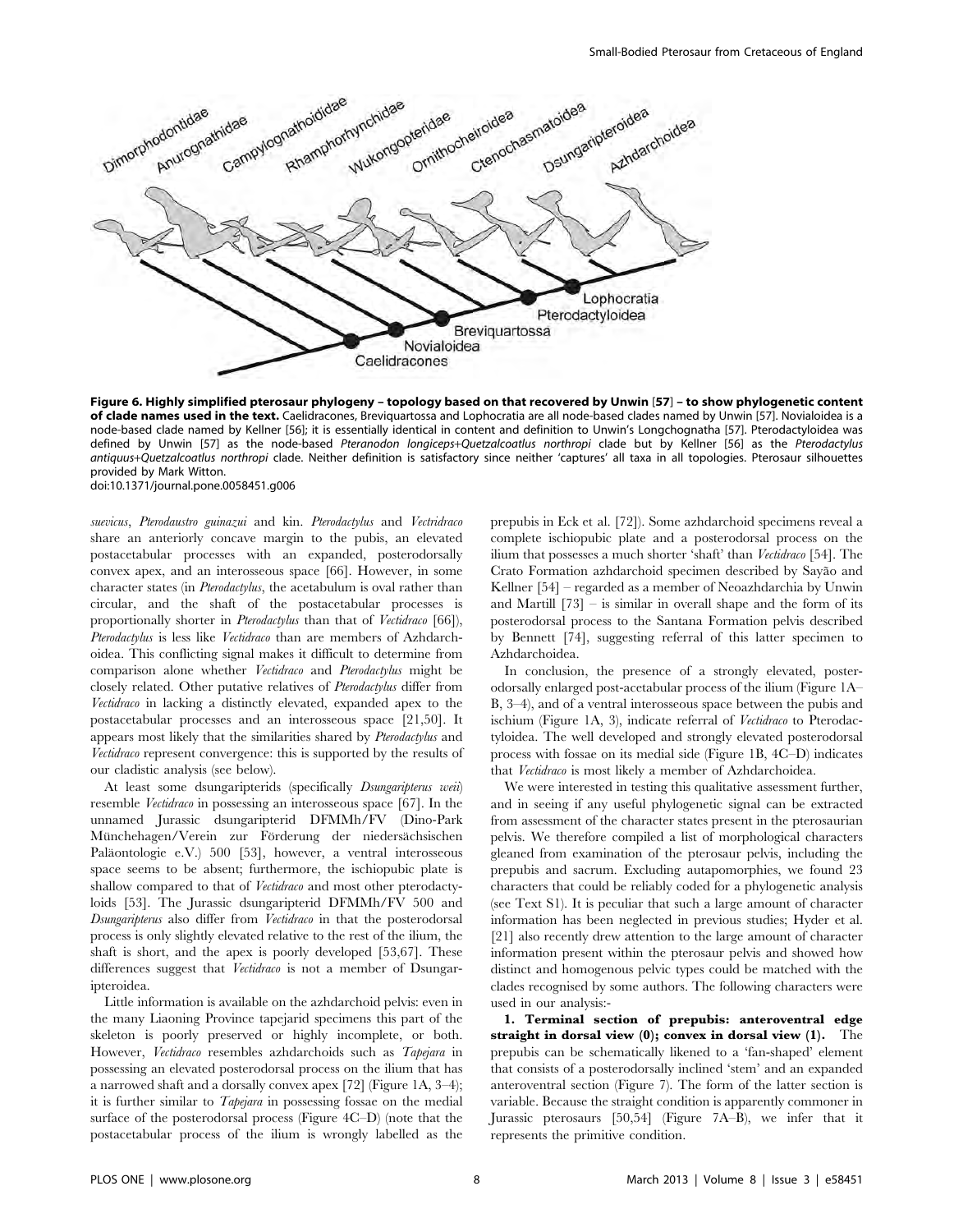**Figure 6. Highly simplified pterosaur phylogeny – topology based on that recovered by Unwin [57] – to show phylogenetic content of clade names used in the text.** Caelidracones, Breviquartossa and Lophocratia are all node-based clades named by Unwin [57]. Novialoidea is a node-based clade named by Kellner [56]; it is essentially identical in content and definition to Unwin's Longchognatha [57]. Pterodactyloidea was defined by Unwin [57] as the node-based *Pteranodon longiceps*+*Quetzalcoatlus northropi* clade but by Kellner [56] as the *Pterodactylus antiquus*+*Quetzalcoatlus northropi* clade. Neither definition is satisfactory since neither 'captures' all taxa in all topologies. Pterosaur silhouettes provided by Mark Witton.
doi:10.1371/journal.pone.0058451.g006

*suevicus*, *Pterodaustro guinazui* and kin. *Pterodactylus* and *Vectridraco* share an anteriorly concave margin to the pubis, an elevated postacetabular processes with an expanded, posterodorsally convex apex, and an interosseous space [66]. However, in some character states (in *Pterodactylus*, the acetabulum is oval rather than circular, and the shaft of the postacetabular processes is proportionally shorter in *Pterodactylus* than that of *Vectidraco* [66]), *Pterodactylus* is less like *Vectidraco* than are members of Azhdarchoidea. This conflicting signal makes it difficult to determine from comparison alone whether *Vectidraco* and *Pterodactylus* might be closely related. Other putative relatives of *Pterodactylus* differ from *Vectidraco* in lacking a distinctly elevated, expanded apex to the postacetabular processes and an interosseous space [21,50]. It appears most likely that the similarities shared by *Pterodactylus* and *Vectidraco* represent convergence: this is supported by the results of our cladistic analysis (see below).

At least some dsungaripterids (specifically *Dsungaripterus weii*) resemble *Vectidraco* in possessing an interosseous space [67]. In the unnamed Jurassic dsungaripterid DFMMh/FV (Dino-Park Münchehagen/Verein zur Förderung der niedersächsischen Paläontologie e.V.) 500 [53], however, a ventral interosseous space seems to be absent; furthermore, the ischiopubic plate is shallow compared to that of *Vectidraco* and most other pterodactyloids [53]. The Jurassic dsungaripterid DFMMh/FV 500 and *Dsungaripterus* also differ from *Vectidraco* in that the posterodorsal process is only slightly elevated relative to the rest of the ilium, the shaft is short, and the apex is poorly developed [53,67]. These differences suggest that *Vectidraco* is not a member of Dsungaripteroidea.

Little information is available on the azhdarchoid pelvis: even in the many Liaoning Province tapejarid specimens this part of the skeleton is poorly preserved or highly incomplete, or both. However, *Vectidraco* resembles azhdarchoids such as *Tapejara* in possessing an elevated posterodorsal process on the ilium that has a narrowed shaft and a dorsally convex apex [72] (Figure 1A, 3–4); it is further similar to *Tapejara* in possessing fossae on the medial surface of the posterodorsal process (Figure 4C–D) (note that the postacetabular process of the ilium is wrongly labelled as the prepubis in Eck et al. [72]). Some azhdarchoid specimens reveal a complete ischiopubic plate and a posterodorsal process on the ilium that possesses a much shorter 'shaft' than *Vectidraco* [54]. The Crato Formation azhdarchoid specimen described by Sayão and Kellner [54] – regarded as a member of Neoazhdarchia by Unwin and Martill [73] – is similar in overall shape and the form of its posterodorsal process to the Santana Formation pelvis described by Bennett [74], suggesting referral of this latter specimen to Azhdarchoidea.

In conclusion, the presence of a strongly elevated, posterodorsally enlarged post-acetabular process of the ilium (Figure 1A–B, 3–4), and of a ventral interosseous space between the pubis and ischium (Figure 1A, 3), indicate referral of *Vectidraco* to Pterodactyloidea. The well developed and strongly elevated posterodorsal process with fossae on its medial side (Figure 1B, 4C–D) indicates that *Vectidraco* is most likely a member of Azhdarchoidea.

We were interested in testing this qualitative assessment further, and in seeing if any useful phylogenetic signal can be extracted from assessment of the character states present in the pterosaurian pelvis. We therefore compiled a list of morphological characters gleaned from examination of the pterosaur pelvis, including the prepubis and sacrum. Excluding autapomorphies, we found 23 characters that could be reliably coded for a phylogenetic analysis (see Text S1). It is peculiar that such a large amount of character information has been neglected in previous studies; Hyder et al. [21] also recently drew attention to the large amount of character information present within the pterosaur pelvis and showed how distinct and homogenous pelvic types could be matched with the clades recognised by some authors. The following characters were used in our analysis:-

**1. Terminal section of prepubis: anteroventral edge straight in dorsal view (0); convex in dorsal view (1).** The prepubis can be schematically likened to a 'fan-shaped' element that consists of a posterodorsally inclined 'stem' and an expanded anteroventral section (Figure 7). The form of the latter section is variable. Because the straight condition is apparently commoner in Jurassic pterosaurs [50,54] (Figure 7A–B), we infer that it represents the primitive condition.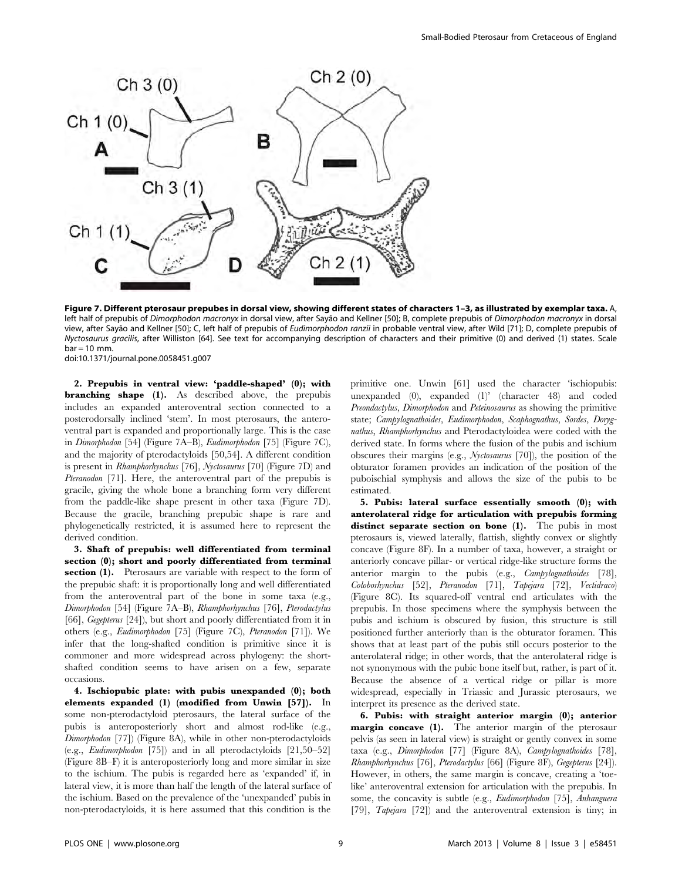**Figure 7. Different pterosaur prepubes in dorsal view, showing different states of characters 1–3, as illustrated by exemplar taxa.** A, left half of prepubis of *Dimorphodon macronyx* in dorsal view, after Sayão and Kellner [50]; B, complete prepubis of *Dimorphodon macronyx* in dorsal view, after Sayão and Kellner [50]; C, left half of prepubis of *Eudimorphodon ranzii* in probable ventral view, after Wild [71]; D, complete prepubis of *Nyctosaurus gracilis*, after Williston [64]. See text for accompanying description of characters and their primitive (0) and derived (1) states. Scale bar = 10 mm.
doi:10.1371/journal.pone.0058451.g007

**2. Prepubis in ventral view: 'paddle-shaped' (0); with branching shape (1).** As described above, the prepubis includes an expanded anteroventral section connected to a posterodorsally inclined 'stem'. In most pterosaurs, the anteroventral part is expanded and proportionally large. This is the case in *Dimorphodon* [54] (Figure 7A–B), *Eudimorphodon* [75] (Figure 7C), and the majority of pterodactyloids [50,54]. A different condition is present in *Rhamphorhynchus* [76], *Nyctosaurus* [70] (Figure 7D) and *Pteranodon* [71]. Here, the anteroventral part of the prepubis is gracile, giving the whole bone a branching form very different from the paddle-like shape present in other taxa (Figure 7D). Because the gracile, branching prepubic shape is rare and phylogenetically restricted, it is assumed here to represent the derived condition.

**3. Shaft of prepubis: well differentiated from terminal section (0); short and poorly differentiated from terminal section (1).** Pterosaurs are variable with respect to the form of the prepubic shaft: it is proportionally long and well differentiated from the anteroventral part of the bone in some taxa (e.g., *Dimorphodon* [54] (Figure 7A–B), *Rhamphorhynchus* [76], *Pterodactylus* [66], *Gegepterus* [24]), but short and poorly differentiated from it in others (e.g., *Eudimorphodon* [75] (Figure 7C), *Pteranodon* [71]). We infer that the long-shafted condition is primitive since it is commoner and more widespread across phylogeny: the short-shafted condition seems to have arisen on a few, separate occasions.

**4. Ischiopubic plate: with pubis unexpanded (0); both elements expanded (1) (modified from Unwin [57]).** In some non-pterodactyloid pterosaurs, the lateral surface of the pubis is anteroposteriorly short and almost rod-like (e.g., *Dimorphodon* [77]) (Figure 8A), while in other non-pterodactyloids (e.g., *Eudimorphodon* [75]) and in all pterodactyloids [21,50–52] (Figure 8B–F) it is anteroposteriorly long and more similar in size to the ischium. The pubis is regarded here as 'expanded' if, in lateral view, it is more than half the length of the lateral surface of the ischium. Based on the prevalence of the 'unexpanded' pubis in non-pterodactyloids, it is here assumed that this condition is the primitive one. Unwin [61] used the character 'ischiopubis: unexpanded (0), expanded (1)' (character 48) and coded *Preondactylus*, *Dimorphodon* and *Peteinosaurus* as showing the primitive state; *Campylognathoides*, *Eudimorphodon*, *Scaphognathus*, *Sordes*, *Dorygnathus*, *Rhamphorhynchus* and Pterodactyloidea were coded with the derived state. In forms where the fusion of the pubis and ischium obscures their margins (e.g., *Nyctosaurus* [70]), the position of the obturator foramen provides an indication of the position of the puboischial symphysis and allows the size of the pubis to be estimated.

**5. Pubis: lateral surface essentially smooth (0); with anterolateral ridge for articulation with prepubis forming distinct separate section on bone (1).** The pubis in most pterosaurs is, viewed laterally, flattish, slightly convex or slightly concave (Figure 8F). In a number of taxa, however, a straight or anteriorly concave pillar- or vertical ridge-like structure forms the anterior margin to the pubis (e.g., *Campylognathoides* [78], *Coloborhynchus* [52], *Pteranodon* [71], *Tapejara* [72], *Vectidraco*) (Figure 8C). Its squared-off ventral end articulates with the prepubis. In those specimens where the symphysis between the pubis and ischium is obscured by fusion, this structure is still positioned further anteriorly than is the obturator foramen. This shows that at least part of the pubis still occurs posterior to the anterolateral ridge; in other words, that the anterolateral ridge is not synonymous with the pubic bone itself but, rather, is part of it. Because the absence of a vertical ridge or pillar is more widespread, especially in Triassic and Jurassic pterosaurs, we interpret its presence as the derived state.

**6. Pubis: with straight anterior margin (0); anterior margin concave (1).** The anterior margin of the pterosaur pelvis (as seen in lateral view) is straight or gently convex in some taxa (e.g., *Dimorphodon* [77] (Figure 8A), *Campylognathoides* [78], *Rhamphorhynchus* [76], *Pterodactylus* [66] (Figure 8F), *Gegepterus* [24]). However, in others, the same margin is concave, creating a 'toe-like' anteroventral extension for articulation with the prepubis. In some, the concavity is subtle (e.g., *Eudimorphodon* [75], *Anhanguera* [79], *Tapejara* [72]) and the anteroventral extension is tiny; in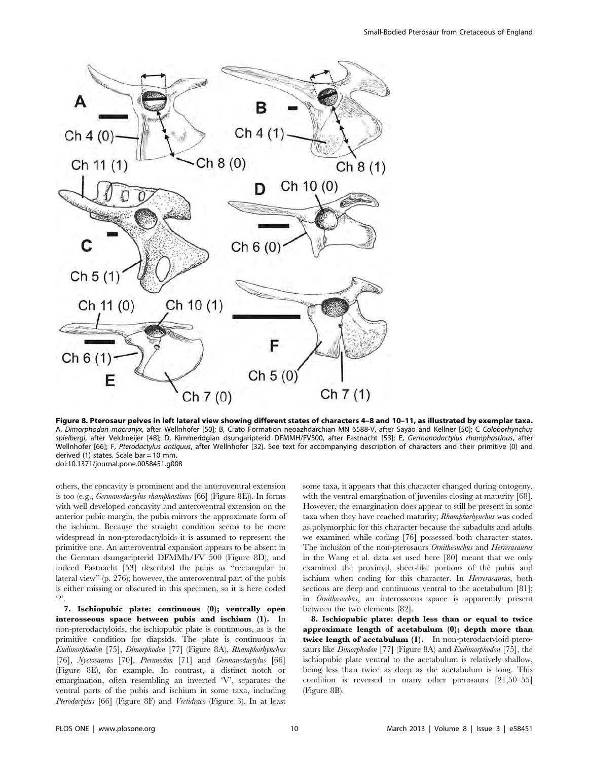**Figure 8. Pterosaur pelves in left lateral view showing different states of characters 4–8 and 10–11, as illustrated by exemplar taxa.** A, *Dimorphodon macronyx*, after Wellnhofer [50]; B, Crato Formation neoazhdarchian MN 6588-V, after Sayão and Kellner [50]; C *Coloborhynchus spielbergi*, after Veldmeijer [48]; D, Kimmeridgian dsungaripterid DFMMH/FV500, after Fastnacht [53]; E, *Germanodactylus rhamphastinus*, after Wellnhofer [66]; F, *Pterodactylus antiquus*, after Wellnhofer [32]. See text for accompanying description of characters and their primitive (0) and derived (1) states. Scale bar = 10 mm.
doi:10.1371/journal.pone.0058451.g008

others, the concavity is prominent and the anteroventral extension is too (e.g., *Germanodactylus rhamphastinus* [66] (Figure 8E)). In forms with well developed concavity and anteroventral extension on the anterior pubic margin, the pubis mirrors the approximate form of the ischium. Because the straight condition seems to be more widespread in non-pterodactyloids it is assumed to represent the primitive one. An anteroventral expansion appears to be absent in the German dsungaripterid DFMMh/FV 500 (Figure 8D), and indeed Fastnacht [53] described the pubis as "rectangular in lateral view" (p. 276); however, the anteroventral part of the pubis is either missing or obscured in this specimen, so it is here coded '?'.

**7. Ischiopubic plate: continuous (0); ventrally open interosseous space between pubis and ischium (1).** In non-pterodactyloids, the ischiopubic plate is continuous, as is the primitive condition for diapsids. The plate is continuous in *Eudimorphodon* [75], *Dimorphodon* [77] (Figure 8A), *Rhamphorhynchus* [76], *Nyctosaurus* [70], *Pteranodon* [71] and *Germanodactylus* [66] (Figure 8E), for example. In contrast, a distinct notch or emargination, often resembling an inverted 'V', separates the ventral parts of the pubis and ischium in some taxa, including *Pterodactylus* [66] (Figure 8F) and *Vectidraco* (Figure 3). In at least some taxa, it appears that this character changed during ontogeny, with the ventral emargination of juveniles closing at maturity [68]. However, the emargination does appear to still be present in some taxa when they have reached maturity; *Rhamphorhynchus* was coded as polymorphic for this character because the subadults and adults we examined while coding [76] possessed both character states. The inclusion of the non-pterosaurs *Ornithosuchus* and *Herrerasaurus* in the Wang et al. data set used here [80] meant that we only examined the proximal, sheet-like portions of the pubis and ischium when coding for this character. In *Herrerasaurus*, both sections are deep and continuous ventral to the acetabulum [81]; in *Ornithosuchus*, an interosseous space is apparently present between the two elements [82].

**8. Ischiopubic plate: depth less than or equal to twice approximate length of acetabulum (0); depth more than twice length of acetabulum (1).** In non-pterodactyloid pterosaurs like *Dimorphodon* [77] (Figure 8A) and *Eudimorphodon* [75], the ischiopubic plate ventral to the acetabulum is relatively shallow, being less than twice as deep as the acetabulum is long. This condition is reversed in many other pterosaurs [21,50–55] (Figure 8B).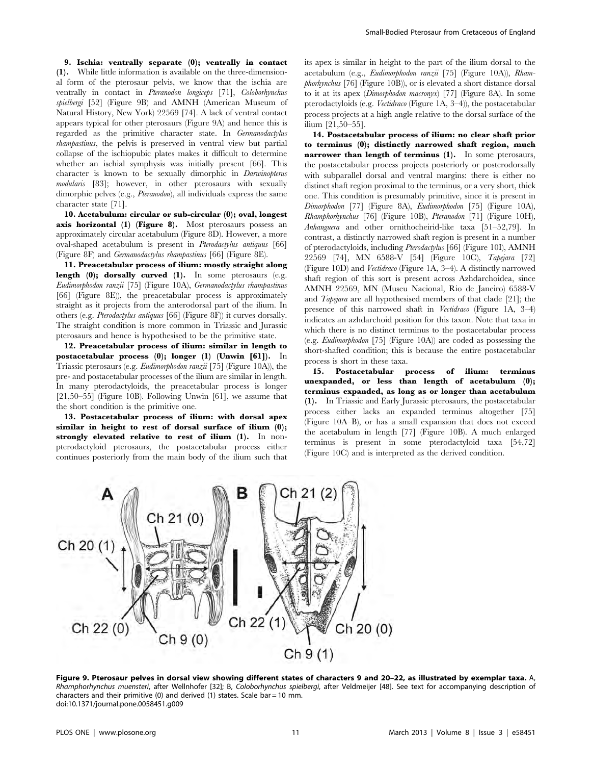**9. Ischia: ventrally separate (0); ventrally in contact (1).** While little information is available on the three-dimensional form of the pterosaur pelvis, we know that the ischia are ventrally in contact in *Pteranodon longiceps* [71], *Coloborhynchus spielbergi* [52] (Figure 9B) and AMNH (American Museum of Natural History, New York) 22569 [74]. A lack of ventral contact appears typical for other pterosaurs (Figure 9A) and hence this is regarded as the primitive character state. In *Germanodactylus rhampastinus*, the pelvis is preserved in ventral view but partial collapse of the ischiopubic plates makes it difficult to determine whether an ischial symphysis was initially present [66]. This character is known to be sexually dimorphic in *Darwinopterus modularis* [83]; however, in other pterosaurs with sexually dimorphic pelves (e.g., *Pteranodon*), all individuals express the same character state [71].

**10. Acetabulum: circular or sub-circular (0); oval, longest axis horizontal (1) (Figure 8).** Most pterosaurs possess an approximately circular acetabulum (Figure 8D). However, a more oval-shaped acetabulum is present in *Pterodactylus antiquus* [66] (Figure 8F) and *Germanodactylus rhampastinus* [66] (Figure 8E).

**11. Preacetabular process of ilium: mostly straight along length (0); dorsally curved (1).** In some pterosaurs (e.g. *Eudimorphodon ranzii* [75] (Figure 10A), *Germanodactylus rhampastinus* [66] (Figure 8E)), the preacetabular process is approximately straight as it projects from the anterodorsal part of the ilium. In others (e.g. *Pterodactylus antiquus* [66] (Figure 8F)) it curves dorsally. The straight condition is more common in Triassic and Jurassic pterosaurs and hence is hypothesised to be the primitive state.

**12. Preacetabular process of ilium: similar in length to postacetabular process (0); longer (1) (Unwin [61]).** In Triassic pterosaurs (e.g. *Eudimorphodon ranzii* [75] (Figure 10A)), the pre- and postacetabular processes of the ilium are similar in length. In many pterodactyloids, the preacetabular process is longer [21,50–55] (Figure 10B). Following Unwin [61], we assume that the short condition is the primitive one.

**13. Postacetabular process of ilium: with dorsal apex similar in height to rest of dorsal surface of ilium (0); strongly elevated relative to rest of ilium (1).** In non-pterodactyloid pterosaurs, the postacetabular process either continues posteriorly from the main body of the ilium such that its apex is similar in height to the part of the ilium dorsal to the acetabulum (e.g., *Eudimorphodon ranzii* [75] (Figure 10A)), *Rhamphorhynchus* [76] (Figure 10B)), or is elevated a short distance dorsal to it at its apex (*Dimorphodon macronyx*) [77] (Figure 8A). In some pterodactyloids (e.g. *Vectidraco* (Figure 1A, 3–4)), the postacetabular process projects at a high angle relative to the dorsal surface of the ilium [21,50–55].

**14. Postacetabular process of ilium: no clear shaft prior to terminus (0); distinctly narrowed shaft region, much narrower than length of terminus (1).** In some pterosaurs, the postacetabular process projects posteriorly or posterodorsally with subparallel dorsal and ventral margins: there is either no distinct shaft region proximal to the terminus, or a very short, thick one. This condition is presumably primitive, since it is present in *Dimorphodon* [77] (Figure 8A), *Eudimorphodon* [75] (Figure 10A), *Rhamphorhynchus* [76] (Figure 10B), *Pteranodon* [71] (Figure 10H), *Anhanguera* and other ornithocheirid-like taxa [51–52,79]. In contrast, a distinctly narrowed shaft region is present in a number of pterodactyloids, including *Pterodactylus* [66] (Figure 10I), AMNH 22569 [74], MN 6588-V [54] (Figure 10C), *Tapejara* [72] (Figure 10D) and *Vectidraco* (Figure 1A, 3–4). A distinctly narrowed shaft region of this sort is present across Azhdarchoidea, since AMNH 22569, MN (Museu Nacional, Rio de Janeiro) 6588-V and *Tapejara* are all hypothesised members of that clade [21]; the presence of this narrowed shaft in *Vectidraco* (Figure 1A, 3–4) indicates an azhdarchoid position for this taxon. Note that taxa in which there is no distinct terminus to the postacetabular process (e.g. *Eudimorphodon* [75] (Figure 10A)) are coded as possessing the short-shafted condition; this is because the entire postacetabular process is short in these taxa.

**15. Postacetabular process of ilium: terminus unexpanded, or less than length of acetabulum (0); terminus expanded, as long as or longer than acetabulum (1).** In Triassic and Early Jurassic pterosaurs, the postacetabular process either lacks an expanded terminus altogether [75] (Figure 10A–B), or has a small expansion that does not exceed the acetabulum in length [77] (Figure 10B). A much enlarged terminus is present in some pterodactyloid taxa [54,72] (Figure 10C) and is interpreted as the derived condition.

**Figure 9. Pterosaur pelves in dorsal view showing different states of characters 9 and 20–22, as illustrated by exemplar taxa.** A, *Rhamphorhynchus muensteri*, after Wellnhofer [32]; B, *Coloborhynchus spielbergi*, after Veldmeijer [48]. See text for accompanying description of characters and their primitive (0) and derived (1) states. Scale bar = 10 mm.
doi:10.1371/journal.pone.0058451.g009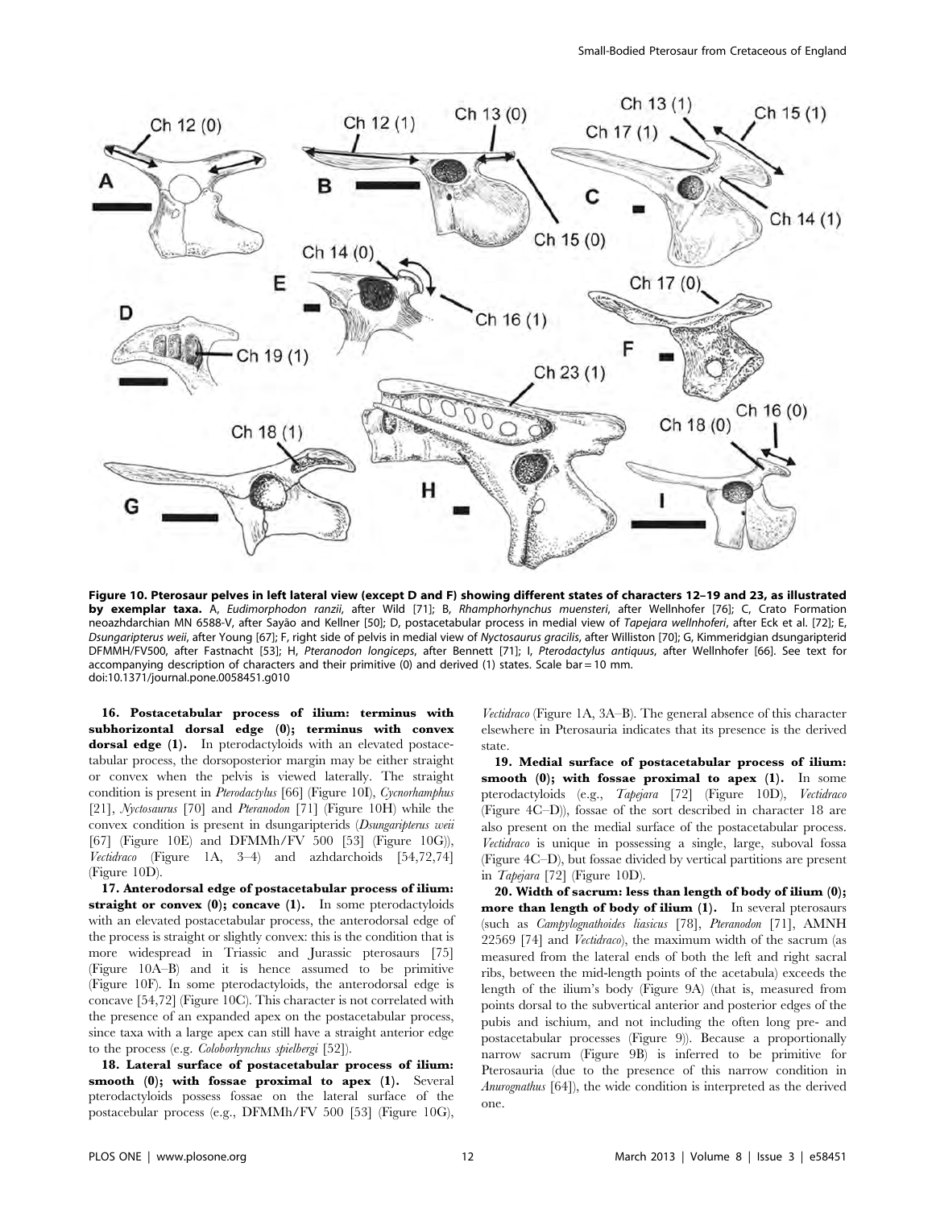**Figure 10. Pterosaur pelves in left lateral view (except D and F) showing different states of characters 12–19 and 23, as illustrated by exemplar taxa.** A, *Eudimorphodon ranzii*, after Wild [71]; B, *Rhamphorhynchus muensteri*, after Wellnhofer [76]; C, Crato Formation neoazhdarchian MN 6588-V, after Sayão and Kellner [50]; D, postacetabular process in medial view of *Tapejara wellnhoferi*, after Eck et al. [72]; E, *Dsungaripterus weii*, after Young [67]; F, right side of pelvis in medial view of *Nyctosaurus gracilis*, after Williston [70]; G, Kimmeridgian dsungaripterid DFMMH/FV500, after Fastnacht [53]; H, *Pteranodon longiceps*, after Bennett [71]; I, *Pterodactylus antiquus*, after Wellnhofer [66]. See text for accompanying description of characters and their primitive (0) and derived (1) states. Scale bar = 10 mm.
doi:10.1371/journal.pone.0058451.g010

**16. Postacetabular process of ilium: terminus with subhorizontal dorsal edge (0); terminus with convex dorsal edge (1).** In pterodactyloids with an elevated postacetabular process, the dorsoposterior margin may be either straight or convex when the pelvis is viewed laterally. The straight condition is present in *Pterodactylus* [66] (Figure 10I), *Cycnorhamphus* [21], *Nyctosaurus* [70] and *Pteranodon* [71] (Figure 10H) while the convex condition is present in dsungaripterids (*Dsungaripterus weii* [67] (Figure 10E) and DFMMh/FV 500 [53] (Figure 10G)), *Vectidraco* (Figure 1A, 3–4) and azhdarchoids [54,72,74] (Figure 10D).

**17. Anterodorsal edge of postacetabular process of ilium: straight or convex (0); concave (1).** In some pterodactyloids with an elevated postacetabular process, the anterodorsal edge of the process is straight or slightly convex: this is the condition that is more widespread in Triassic and Jurassic pterosaurs [75] (Figure 10A–B) and it is hence assumed to be primitive (Figure 10F). In some pterodactyloids, the anterodorsal edge is concave [54,72] (Figure 10C). This character is not correlated with the presence of an expanded apex on the postacetabular process, since taxa with a large apex can still have a straight anterior edge to the process (e.g. *Coloborhynchus spielbergi* [52]).

**18. Lateral surface of postacetabular process of ilium: smooth (0); with fossae proximal to apex (1).** Several pterodactyloids possess fossae on the lateral surface of the postacebular process (e.g., DFMMh/FV 500 [53] (Figure 10G), *Vectidraco* (Figure 1A, 3A–B). The general absence of this character elsewhere in Pterosauria indicates that its presence is the derived state.

**19. Medial surface of postacetabular process of ilium: smooth (0); with fossae proximal to apex (1).** In some pterodactyloids (e.g., *Tapejara* [72] (Figure 10D), *Vectidraco* (Figure 4C–D)), fossae of the sort described in character 18 are also present on the medial surface of the postacetabular process. *Vectidraco* is unique in possessing a single, large, suboval fossa (Figure 4C–D), but fossae divided by vertical partitions are present in *Tapejara* [72] (Figure 10D).

**20. Width of sacrum: less than length of body of ilium (0); more than length of body of ilium (1).** In several pterosaurs (such as *Campylognathoides liasicus* [78], *Pteranodon* [71], AMNH 22569 [74] and *Vectidraco*), the maximum width of the sacrum (as measured from the lateral ends of both the left and right sacral ribs, between the mid-length points of the acetabula) exceeds the length of the ilium's body (Figure 9A) (that is, measured from points dorsal to the subvertical anterior and posterior edges of the pubis and ischium, and not including the often long pre- and postacetabular processes (Figure 9)). Because a proportionally narrow sacrum (Figure 9B) is inferred to be primitive for Pterosauria (due to the presence of this narrow condition in *Anurognathus* [64]), the wide condition is interpreted as the derived one.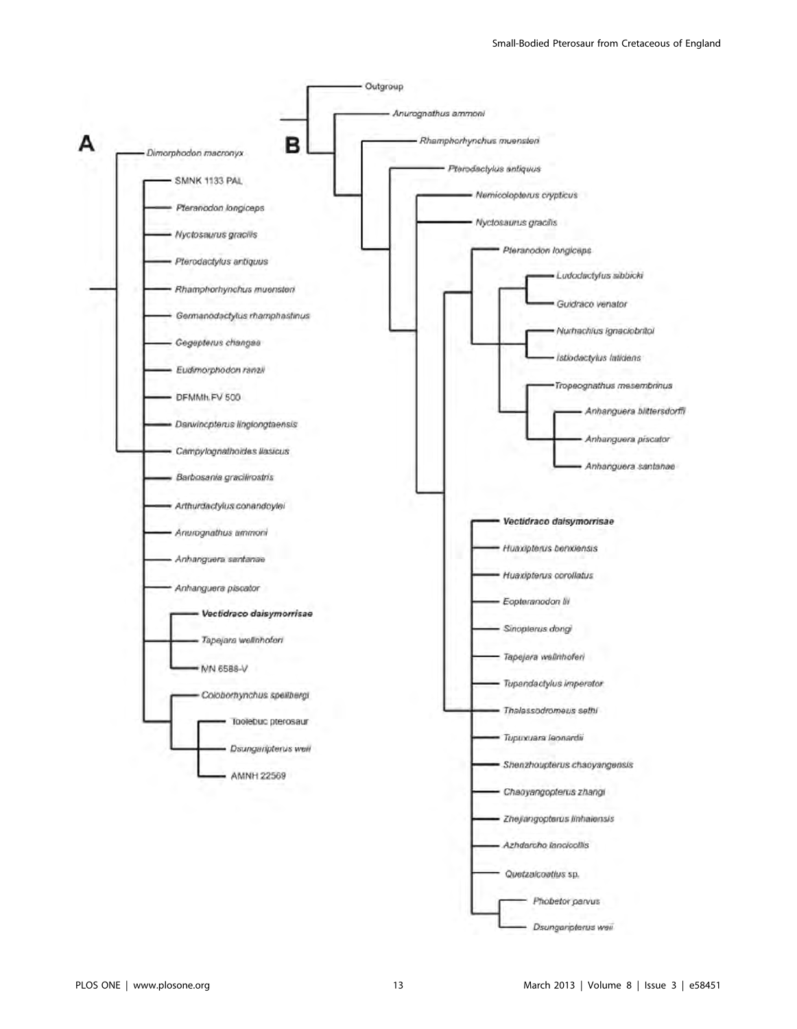**A**

- *Dimorphodon macronyx*
- SMNK 1133 PAL
- *Pteranodon longiceps*
- *Nyctosaurus gracilis*
- *Pterodactylus antiquus*
- *Rhamphorhynchus muensteri*
- *Germanodactylus rhamphastinus*
- *Gegepterus changae*
- *Eudimorphodon ranzii*
- DFMMh.FV 500
- *Darwinopterus linglongtaensis*
- *Campylognathoides liasicus*
- *Barbosania gracilirostris*
- *Arthurdactylus conandoylei*
- *Anurognathus ammoni*
- *Anhanguera santanae*
- *Anhanguera piscator*
- ***Vectidraco daisymorrisae***
- *Tapejara wellnhoferi*
- MN 6588-V
- *Coloborhynchus spielbergi*
- Toolebuc pterosaur
- *Dsungaripterus weii*
- AMNH 22569

**B**

- Outgroup
- *Anurognathus ammoni*
- *Rhamphorhynchus muensteri*
- *Pterodactylus antiquus*
- *Nemicolopterus crypticus*
- *Nyctosaurus gracilis*
- *Pteranodon longiceps*
- *Ludodactylus sibbicki*
- *Guidraco venator*
- *Nurhachius ignaciobritoi*
- *Istiodactylus latidens*
- *Tropeognathus mesembrinus*
- *Anhanguera blittersdorffi*
- *Anhanguera piscator*
- *Anhanguera santanae*
- ***Vectidraco daisymorrisae***
- *Huaxipterus benxiensis*
- *Huaxipterus corollatus*
- *Eopteranodon lii*
- *Sinopterus dongi*
- *Tapejara wellnhoferi*
- *Tupandactylus imperator*
- *Thalassodromeus sethi*
- *Tupuxuara leonardii*
- *Shenzhoupterus chaoyangensis*
- *Chaoyangopterus zhangi*
- *Zhejiangopterus linhaiensis*
- *Azhdarcho lancicollis*
- *Quetzalcoatlus* sp.
- *Phobetor parvus*
- *Dsungaripterus weii*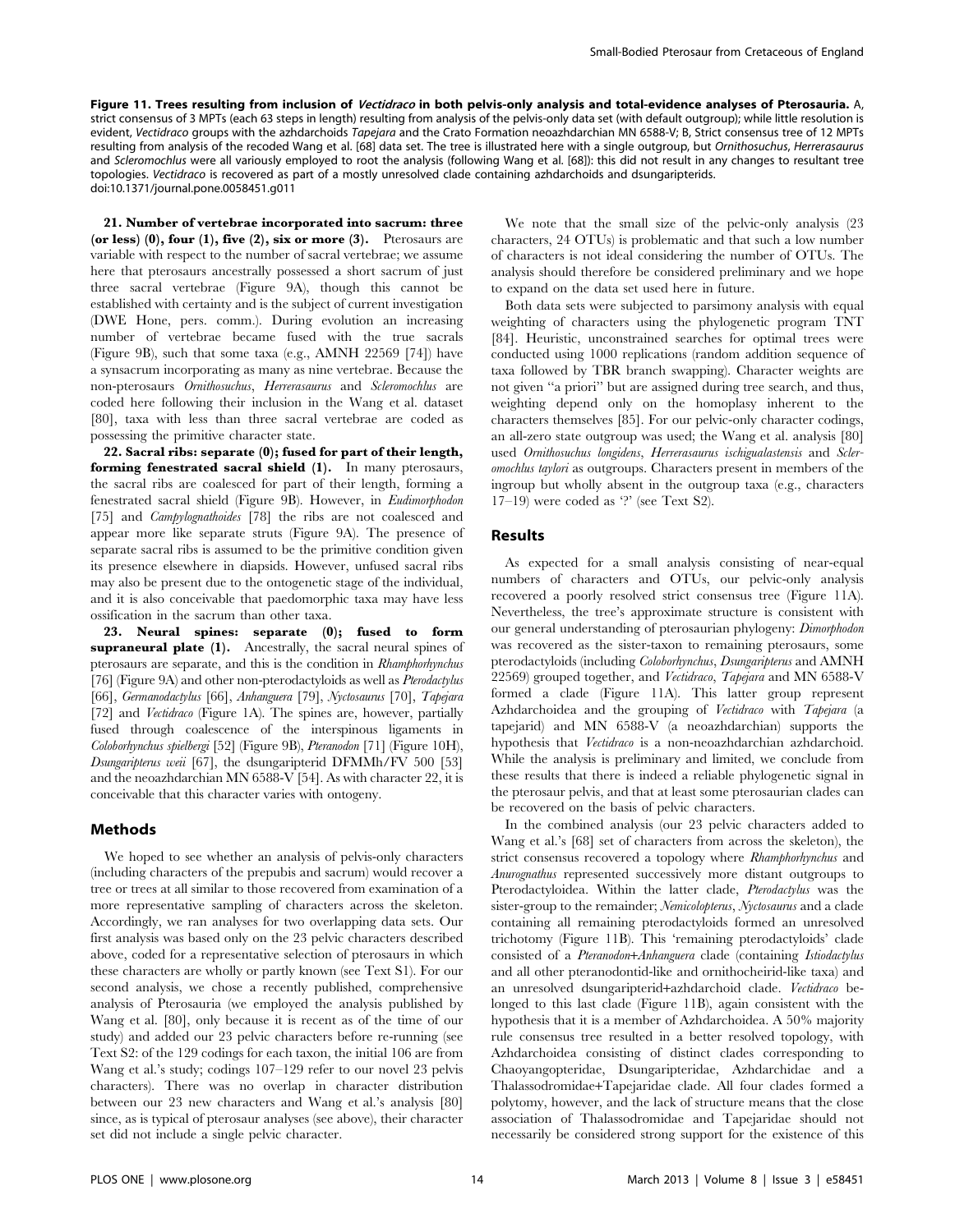**Figure 11. Trees resulting from inclusion of *Vectidraco* in both pelvis-only analysis and total-evidence analyses of Pterosauria.** A, strict consensus of 3 MPTs (each 63 steps in length) resulting from analysis of the pelvis-only data set (with default outgroup); while little resolution is evident, *Vectidraco* groups with the azhdarchoids *Tapejara* and the Crato Formation neoazhdarchian MN 6588-V; B, Strict consensus tree of 12 MPTs resulting from analysis of the recoded Wang et al. [68] data set. The tree is illustrated here with a single outgroup, but *Ornithosuchus*, *Herrerasaurus* and *Scleromochlus* were all variously employed to root the analysis (following Wang et al. [68]): this did not result in any changes to resultant tree topologies. *Vectidraco* is recovered as part of a mostly unresolved clade containing azhdarchoids and dsungaripterids.
doi:10.1371/journal.pone.0058451.g011

**21. Number of vertebrae incorporated into sacrum: three (or less) (0), four (1), five (2), six or more (3).** Pterosaurs are variable with respect to the number of sacral vertebrae; we assume here that pterosaurs ancestrally possessed a short sacrum of just three sacral vertebrae (Figure 9A), though this cannot be established with certainty and is the subject of current investigation (DWE Hone, pers. comm.). During evolution an increasing number of vertebrae became fused with the true sacrals (Figure 9B), such that some taxa (e.g., AMNH 22569 [74]) have a synsacrum incorporating as many as nine vertebrae. Because the non-pterosaurs *Ornithosuchus*, *Herrerasaurus* and *Scleromochlus* are coded here following their inclusion in the Wang et al. dataset [80], taxa with less than three sacral vertebrae are coded as possessing the primitive character state.

**22. Sacral ribs: separate (0); fused for part of their length, forming fenestrated sacral shield (1).** In many pterosaurs, the sacral ribs are coalesced for part of their length, forming a fenestrated sacral shield (Figure 9B). However, in *Eudimorphodon* [75] and *Campylognathoides* [78] the ribs are not coalesced and appear more like separate struts (Figure 9A). The presence of separate sacral ribs is assumed to be the primitive condition given its presence elsewhere in diapsids. However, unfused sacral ribs may also be present due to the ontogenetic stage of the individual, and it is also conceivable that paedomorphic taxa may have less ossification in the sacrum than other taxa.

**23. Neural spines: separate (0); fused to form supraneural plate (1).** Ancestrally, the sacral neural spines of pterosaurs are separate, and this is the condition in *Rhamphorhynchus* [76] (Figure 9A) and other non-pterodactyloids as well as *Pterodactylus* [66], *Germanodactylus* [66], *Anhanguera* [79], *Nyctosaurus* [70], *Tapejara* [72] and *Vectidraco* (Figure 1A). The spines are, however, partially fused through coalescence of the interspinous ligaments in *Coloborhynchus spielbergi* [52] (Figure 9B), *Pteranodon* [71] (Figure 10H), *Dsungaripterus weii* [67], the dsungaripterid DFMMh/FV 500 [53] and the neoazhdarchian MN 6588-V [54]. As with character 22, it is conceivable that this character varies with ontogeny.

## Methods

We hoped to see whether an analysis of pelvis-only characters (including characters of the prepubis and sacrum) would recover a tree or trees at all similar to those recovered from examination of a more representative sampling of characters across the skeleton. Accordingly, we ran analyses for two overlapping data sets. Our first analysis was based only on the 23 pelvic characters described above, coded for a representative selection of pterosaurs in which these characters are wholly or partly known (see Text S1). For our second analysis, we chose a recently published, comprehensive analysis of Pterosauria (we employed the analysis published by Wang et al. [80], only because it is recent as of the time of our study) and added our 23 pelvic characters before re-running (see Text S2: of the 129 codings for each taxon, the initial 106 are from Wang et al.'s study; codings 107–129 refer to our novel 23 pelvis characters). There was no overlap in character distribution between our 23 new characters and Wang et al.'s analysis [80] since, as is typical of pterosaur analyses (see above), their character set did not include a single pelvic character.

We note that the small size of the pelvic-only analysis (23 characters, 24 OTUs) is problematic and that such a low number of characters is not ideal considering the number of OTUs. The analysis should therefore be considered preliminary and we hope to expand on the data set used here in future.

Both data sets were subjected to parsimony analysis with equal weighting of characters using the phylogenetic program TNT [84]. Heuristic, unconstrained searches for optimal trees were conducted using 1000 replications (random addition sequence of taxa followed by TBR branch swapping). Character weights are not given "a priori" but are assigned during tree search, and thus, weighting depend only on the homoplasy inherent to the characters themselves [85]. For our pelvic-only character codings, an all-zero state outgroup was used; the Wang et al. analysis [80] used *Ornithosuchus longidens*, *Herrerasaurus ischigualastensis* and *Scleromochlus taylori* as outgroups. Characters present in members of the ingroup but wholly absent in the outgroup taxa (e.g., characters 17–19) were coded as '?' (see Text S2).

## Results

As expected for a small analysis consisting of near-equal numbers of characters and OTUs, our pelvic-only analysis recovered a poorly resolved strict consensus tree (Figure 11A). Nevertheless, the tree's approximate structure is consistent with our general understanding of pterosaurian phylogeny: *Dimorphodon* was recovered as the sister-taxon to remaining pterosaurs, some pterodactyloids (including *Coloborhynchus*, *Dsungaripterus* and AMNH 22569) grouped together, and *Vectidraco*, *Tapejara* and MN 6588-V formed a clade (Figure 11A). This latter group represent Azhdarchoidea and the grouping of *Vectidraco* with *Tapejara* (a tapejarid) and MN 6588-V (a neoazhdarchian) supports the hypothesis that *Vectidraco* is a non-neoazhdarchian azhdarchoid. While the analysis is preliminary and limited, we conclude from these results that there is indeed a reliable phylogenetic signal in the pterosaur pelvis, and that at least some pterosaurian clades can be recovered on the basis of pelvic characters.

In the combined analysis (our 23 pelvic characters added to Wang et al.'s [68] set of characters from across the skeleton), the strict consensus recovered a topology where *Rhamphorhynchus* and *Anurognathus* represented successively more distant outgroups to Pterodactyloidea. Within the latter clade, *Pterodactylus* was the sister-group to the remainder; *Nemicolopterus*, *Nyctosaurus* and a clade containing all remaining pterodactyloids formed an unresolved trichotomy (Figure 11B). This 'remaining pterodactyloids' clade consisted of a *Pteranodon*+*Anhanguera* clade (containing *Istiodactylus* and all other pteranodontid-like and ornithocheirid-like taxa) and an unresolved dsungaripterid+azhdarchoid clade. *Vectidraco* belonged to this last clade (Figure 11B), again consistent with the hypothesis that it is a member of Azhdarchoidea. A 50% majority rule consensus tree resulted in a better resolved topology, with Azhdarchoidea consisting of distinct clades corresponding to Chaoyangopteridae, Dsungaripteridae, Azhdarchidae and a Thalassodromidae+Tapejaridae clade. All four clades formed a polytomy, however, and the lack of structure means that the close association of Thalassodromidae and Tapejaridae should not necessarily be considered strong support for the existence of this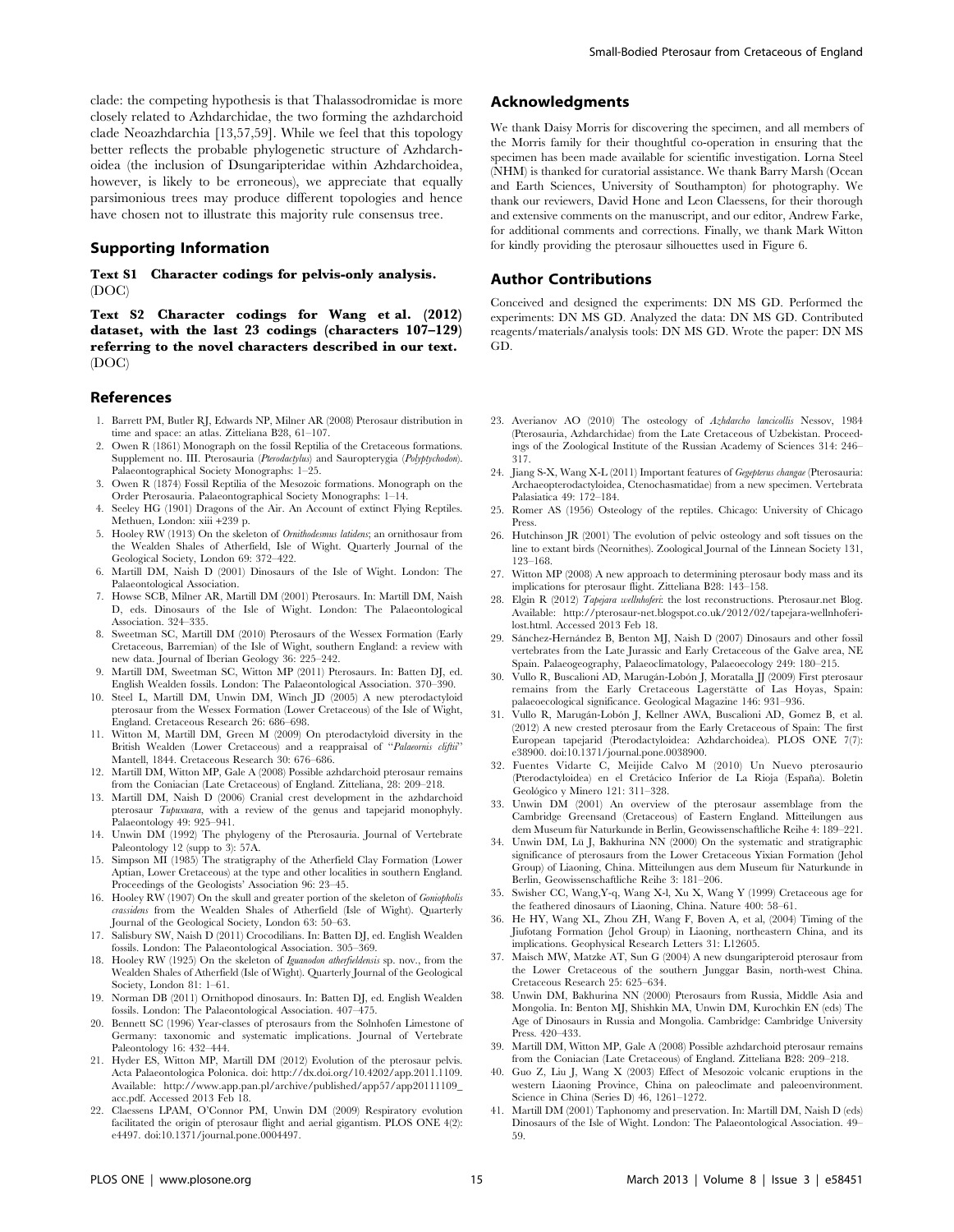clade: the competing hypothesis is that Thalassodromidae is more closely related to Azhdarchidae, the two forming the azhdarchoid clade Neoazhdarchia [13,57,59]. While we feel that this topology better reflects the probable phylogenetic structure of Azhdarchoidea (the inclusion of Dsungaripteridae within Azhdarchoidea, however, is likely to be erroneous), we appreciate that equally parsimonious trees may produce different topologies and hence have chosen not to illustrate this majority rule consensus tree.

## Supporting Information

**Text S1 Character codings for pelvis-only analysis.** (DOC)

**Text S2 Character codings for Wang et al. (2012) dataset, with the last 23 codings (characters 107–129) referring to the novel characters described in our text.** (DOC)

## Acknowledgments

We thank Daisy Morris for discovering the specimen, and all members of the Morris family for their thoughtful co-operation in ensuring that the specimen has been made available for scientific investigation. Lorna Steel (NHM) is thanked for curatorial assistance. We thank Barry Marsh (Ocean and Earth Sciences, University of Southampton) for photography. We thank our reviewers, David Hone and Leon Claessens, for their thorough and extensive comments on the manuscript, and our editor, Andrew Farke, for additional comments and corrections. Finally, we thank Mark Witton for kindly providing the pterosaur silhouettes used in Figure 6.

## Author Contributions

Conceived and designed the experiments: DN MS GD. Performed the experiments: DN MS GD. Analyzed the data: DN MS GD. Contributed reagents/materials/analysis tools: DN MS GD. Wrote the paper: DN MS GD.

## References

1. Barrett PM, Butler RJ, Edwards NP, Milner AR (2008) Pterosaur distribution in time and space: an atlas. Zitteliana B28, 61–107.
2. Owen R (1861) Monograph on the fossil Reptilia of the Cretaceous formations. Supplement no. III. Pterosauria (*Pterodactylus*) and Sauropterygia (*Polyptychodon*). Palaeontographical Society Monographs: 1–25.
3. Owen R (1874) Fossil Reptilia of the Mesozoic formations. Monograph on the Order Pterosauria. Palaeontographical Society Monographs: 1–14.
4. Seeley HG (1901) Dragons of the Air. An Account of extinct Flying Reptiles. Methuen, London: xiii +239 p.
5. Hooley RW (1913) On the skeleton of *Ornithodesmus latidens*; an ornithosaur from the Wealden Shales of Atherfield, Isle of Wight. Quarterly Journal of the Geological Society, London 69: 372–422.
6. Martill DM, Naish D (2001) Dinosaurs of the Isle of Wight. London: The Palaeontological Association.
7. Howse SCB, Milner AR, Martill DM (2001) Pterosaurs. In: Martill DM, Naish D, eds. Dinosaurs of the Isle of Wight. London: The Palaeontological Association. 324–335.
8. Sweetman SC, Martill DM (2010) Pterosaurs of the Wessex Formation (Early Cretaceous, Barremian) of the Isle of Wight, southern England: a review with new data. Journal of Iberian Geology 36: 225–242.
9. Martill DM, Sweetman SC, Witton MP (2011) Pterosaurs. In: Batten DJ, ed. English Wealden fossils. London: The Palaeontological Association. 370–390.
10. Steel L, Martill DM, Unwin DM, Winch JD (2005) A new pterodactyloid pterosaur from the Wessex Formation (Lower Cretaceous) of the Isle of Wight, England. Cretaceous Research 26: 686–698.
11. Witton M, Martill DM, Green M (2009) On pterodactyloid diversity in the British Wealden (Lower Cretaceous) and a reappraisal of "*Palaeornis cliftii*" Mantell, 1844. Cretaceous Research 30: 676–686.
12. Martill DM, Witton MP, Gale A (2008) Possible azhdarchoid pterosaur remains from the Coniacian (Late Cretaceous) of England. Zitteliana, 28: 209–218.
13. Martill DM, Naish D (2006) Cranial crest development in the azhdarchoid pterosaur *Tupuxuara*, with a review of the genus and tapejarid monophyly. Palaeontology 49: 925–941.
14. Unwin DM (1992) The phylogeny of the Pterosauria. Journal of Vertebrate Paleontology 12 (supp to 3): 57A.
15. Simpson MI (1985) The stratigraphy of the Atherfield Clay Formation (Lower Aptian, Lower Cretaceous) at the type and other localities in southern England. Proceedings of the Geologists' Association 96: 23–45.
16. Hooley RW (1907) On the skull and greater portion of the skeleton of *Goniopholis crassidens* from the Wealden Shales of Atherfield (Isle of Wight). Quarterly Journal of the Geological Society, London 63: 50–63.
17. Salisbury SW, Naish D (2011) Crocodilians. In: Batten DJ, ed. English Wealden fossils. London: The Palaeontological Association. 305–369.
18. Hooley RW (1925) On the skeleton of *Iguanodon atherfieldensis* sp. nov., from the Wealden Shales of Atherfield (Isle of Wight). Quarterly Journal of the Geological Society, London 81: 1–61.
19. Norman DB (2011) Ornithopod dinosaurs. In: Batten DJ, ed. English Wealden fossils. London: The Palaeontological Association. 407–475.
20. Bennett SC (1996) Year-classes of pterosaurs from the Solnhofen Limestone of Germany: taxonomic and systematic implications. Journal of Vertebrate Paleontology 16: 432–444.
21. Hyder ES, Witton MP, Martill DM (2012) Evolution of the pterosaur pelvis. Acta Palaeontologica Polonica. doi: http://dx.doi.org/10.4202/app.2011.1109. Available: http://www.app.pan.pl/archive/published/app57/app20111109_acc.pdf. Accessed 2013 Feb 18.
22. Claessens LPAM, O'Connor PM, Unwin DM (2009) Respiratory evolution facilitated the origin of pterosaur flight and aerial gigantism. PLOS ONE 4(2): e4497. doi:10.1371/journal.pone.0004497.
23. Averianov AO (2010) The osteology of *Azhdarcho lancicollis* Nessov, 1984 (Pterosauria, Azhdarchidae) from the Late Cretaceous of Uzbekistan. Proceedings of the Zoological Institute of the Russian Academy of Sciences 314: 246–317.
24. Jiang S-X, Wang X-L (2011) Important features of *Gegepterus changae* (Pterosauria: Archaeopterodactyloidea, Ctenochasmatidae) from a new specimen. Vertebrata Palasiatica 49: 172–184.
25. Romer AS (1956) Osteology of the reptiles. Chicago: University of Chicago Press.
26. Hutchinson JR (2001) The evolution of pelvic osteology and soft tissues on the line to extant birds (Neornithes). Zoological Journal of the Linnean Society 131, 123–168.
27. Witton MP (2008) A new approach to determining pterosaur body mass and its implications for pterosaur flight. Zitteliana B28: 143–158.
28. Elgin R (2012) *Tapejara wellnhoferi*: the lost reconstructions. Pterosaur.net Blog. Available: http://pterosaur-net.blogspot.co.uk/2012/02/tapejara-wellnhoferi-lost.html. Accessed 2013 Feb 18.
29. Sánchez-Hernández B, Benton MJ, Naish D (2007) Dinosaurs and other fossil vertebrates from the Late Jurassic and Early Cretaceous of the Galve area, NE Spain. Palaeogeography, Palaeoclimatology, Palaeoecology 249: 180–215.
30. Vullo R, Buscalioni AD, Marugán-Lobón J, Moratalla JJ (2009) First pterosaur remains from the Early Cretaceous Lagerstätte of Las Hoyas, Spain: palaeoecological significance. Geological Magazine 146: 931–936.
31. Vullo R, Marugán-Lobón J, Kellner AWA, Buscalioni AD, Gomez B, et al. (2012) A new crested pterosaur from the Early Cretaceous of Spain: The first European tapejarid (Pterodactyloidea: Azhdarchoidea). PLOS ONE 7(7): e38900. doi:10.1371/journal.pone.0038900.
32. Fuentes Vidarte C, Meijide Calvo M (2010) Un Nuevo pterosaurio (Pterodactyloidea) en el Cretácico Inferior de La Rioja (España). Boletín Geológico y Minero 121: 311–328.
33. Unwin DM (2001) An overview of the pterosaur assemblage from the Cambridge Greensand (Cretaceous) of Eastern England. Mitteilungen aus dem Museum für Naturkunde in Berlin, Geowissenschaftliche Reihe 4: 189–221.
34. Unwin DM, Lü J, Bakhurina NN (2000) On the systematic and stratigraphic significance of pterosaurs from the Lower Cretaceous Yixian Formation (Jehol Group) of Liaoning, China. Mitteilungen aus dem Museum für Naturkunde in Berlin, Geowissenschaftliche Reihe 3: 181–206.
35. Swisher CC, Wang,Y-q, Wang X-l, Xu X, Wang Y (1999) Cretaceous age for the feathered dinosaurs of Liaoning, China. Nature 400: 58–61.
36. He HY, Wang XL, Zhou ZH, Wang F, Boven A, et al, (2004) Timing of the Jiufotang Formation (Jehol Group) in Liaoning, northeastern China, and its implications. Geophysical Research Letters 31: L12605.
37. Maisch MW, Matzke AT, Sun G (2004) A new dsungaripteroid pterosaur from the Lower Cretaceous of the southern Junggar Basin, north-west China. Cretaceous Research 25: 625–634.
38. Unwin DM, Bakhurina NN (2000) Pterosaurs from Russia, Middle Asia and Mongolia. In: Benton MJ, Shishkin MA, Unwin DM, Kurochkin EN (eds) The Age of Dinosaurs in Russia and Mongolia. Cambridge: Cambridge University Press. 420–433.
39. Martill DM, Witton MP, Gale A (2008) Possible azhdarchoid pterosaur remains from the Coniacian (Late Cretaceous) of England. Zitteliana B28: 209–218.
40. Guo Z, Liu J, Wang X (2003) Effect of Mesozoic volcanic eruptions in the western Liaoning Province, China on paleoclimate and paleoenvironment. Science in China (Series D) 46, 1261–1272.
41. Martill DM (2001) Taphonomy and preservation. In: Martill DM, Naish D (eds) Dinosaurs of the Isle of Wight. London: The Palaeontological Association. 49–59.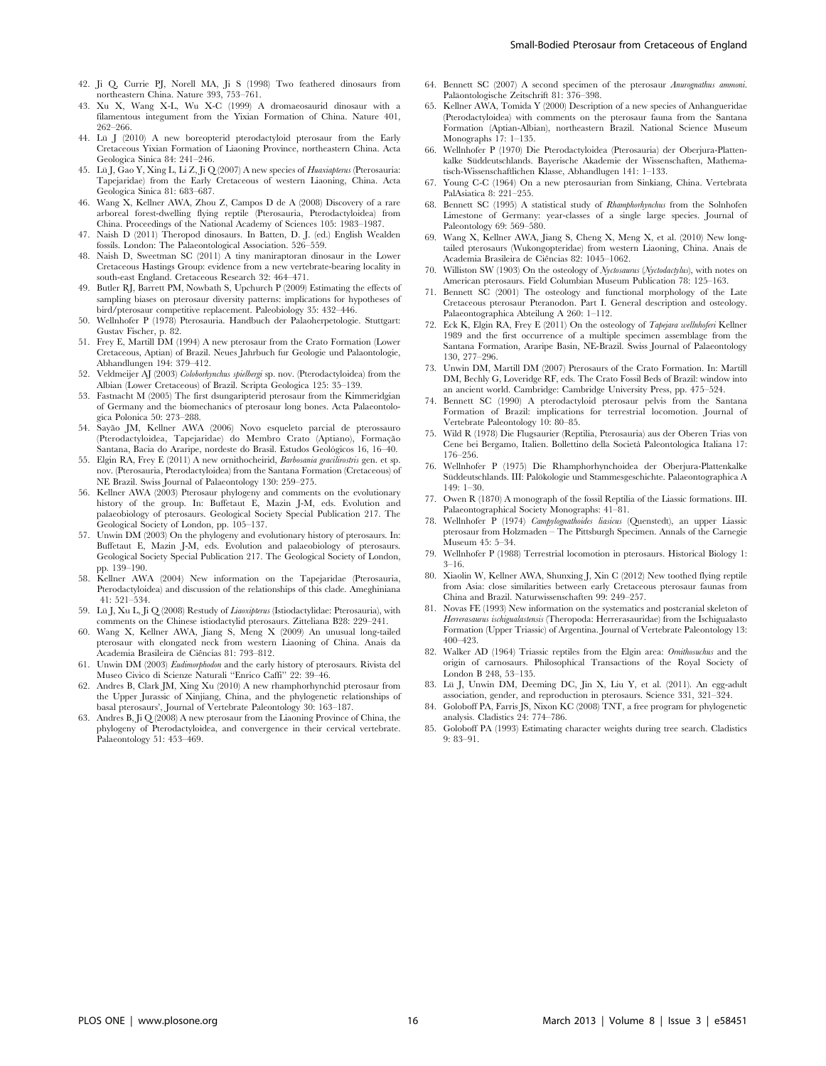42. Ji Q, Currie PJ, Norell MA, Ji S (1998) Two feathered dinosaurs from northeastern China. Nature 393, 753–761.
43. Xu X, Wang X-L, Wu X-C (1999) A dromaeosaurid dinosaur with a filamentous integument from the Yixian Formation of China. Nature 401, 262–266.
44. Lü J (2010) A new boreopterid pterodactyloid pterosaur from the Early Cretaceous Yixian Formation of Liaoning Province, northeastern China. Acta Geologica Sinica 84: 241–246.
45. Lü J, Gao Y, Xing L, Li Z, Ji Q (2007) A new species of *Huaxiapterus* (Pterosauria: Tapejaridae) from the Early Cretaceous of western Liaoning, China. Acta Geologica Sinica 81: 683–687.
46. Wang X, Kellner AWA, Zhou Z, Campos D de A (2008) Discovery of a rare arboreal forest-dwelling flying reptile (Pterosauria, Pterodactyloidea) from China. Proceedings of the National Academy of Sciences 105: 1983–1987.
47. Naish D (2011) Theropod dinosaurs. In Batten, D. J. (ed.) English Wealden fossils. London: The Palaeontological Association. 526–559.
48. Naish D, Sweetman SC (2011) A tiny maniraptoran dinosaur in the Lower Cretaceous Hastings Group: evidence from a new vertebrate-bearing locality in south-east England. Cretaceous Research 32: 464–471.
49. Butler RJ, Barrett PM, Nowbath S, Upchurch P (2009) Estimating the effects of sampling biases on pterosaur diversity patterns: implications for hypotheses of bird/pterosaur competitive replacement. Paleobiology 35: 432–446.
50. Wellnhofer P (1978) Pterosauria. Handbuch der Palaoherpetologie. Stuttgart: Gustav Fischer, p. 82.
51. Frey E, Martill DM (1994) A new pterosaur from the Crato Formation (Lower Cretaceous, Aptian) of Brazil. Neues Jahrbuch fur Geologie und Palaontologie, Abhandlungen 194: 379–412.
52. Veldmeijer AJ (2003) *Coloborhynchus spielbergi* sp. nov. (Pterodactyloidea) from the Albian (Lower Cretaceous) of Brazil. Scripta Geologica 125: 35–139.
53. Fastnacht M (2005) The first dsungaripterid pterosaur from the Kimmeridgian of Germany and the biomechanics of pterosaur long bones. Acta Palaeontologica Polonica 50: 273–288.
54. Sayão JM, Kellner AWA (2006) Novo esqueleto parcial de pterossauro (Pterodactyloidea, Tapejaridae) do Membro Crato (Aptiano), Formação Santana, Bacia do Araripe, nordeste do Brasil. Estudos Geológicos 16, 16–40.
55. Elgin RA, Frey E (2011) A new ornithocheirid, *Barbosania gracilirostris* gen. et sp. nov. (Pterosauria, Pterodactyloidea) from the Santana Formation (Cretaceous) of NE Brazil. Swiss Journal of Palaeontology 130: 259–275.
56. Kellner AWA (2003) Pterosaur phylogeny and comments on the evolutionary history of the group. In: Buffetaut E, Mazin J-M, eds. Evolution and palaeobiology of pterosaurs. Geological Society Special Publication 217. The Geological Society of London, pp. 105–137.
57. Unwin DM (2003) On the phylogeny and evolutionary history of pterosaurs. In: Buffetaut E, Mazin J-M, eds. Evolution and palaeobiology of pterosaurs. Geological Society Special Publication 217. The Geological Society of London, pp. 139–190.
58. Kellner AWA (2004) New information on the Tapejaridae (Pterosauria, Pterodactyloidea) and discussion of the relationships of this clade. Ameghiniana 41: 521–534.
59. Lü J, Xu L, Ji Q (2008) Restudy of *Liaoxipterus* (Istiodactylidae: Pterosauria), with comments on the Chinese istiodactylid pterosaurs. Zitteliana B28: 229–241.
60. Wang X, Kellner AWA, Jiang S, Meng X (2009) An unusual long-tailed pterosaur with elongated neck from western Liaoning of China. Anais da Academia Brasileira de Ciências 81: 793–812.
61. Unwin DM (2003) *Eudimorphodon* and the early history of pterosaurs. Rivista del Museo Civico di Scienze Naturali "Enrico Caffi" 22: 39–46.
62. Andres B, Clark JM, Xing Xu (2010) A new rhamphorhynchid pterosaur from the Upper Jurassic of Xinjiang, China, and the phylogenetic relationships of basal pterosaurs', Journal of Vertebrate Paleontology 30: 163–187.
63. Andres B, Ji Q (2008) A new pterosaur from the Liaoning Province of China, the phylogeny of Pterodactyloidea, and convergence in their cervical vertebrae. Palaeontology 51: 453–469.
64. Bennett SC (2007) A second specimen of the pterosaur *Anurognathus ammoni*. Paläontologische Zeitschrift 81: 376–398.
65. Kellner AWA, Tomida Y (2000) Description of a new species of Anhangueridae (Pterodactyloidea) with comments on the pterosaur fauna from the Santana Formation (Aptian-Albian), northeastern Brazil. National Science Museum Monographs 17: 1–135.
66. Wellnhofer P (1970) Die Pterodactyloidea (Pterosauria) der Oberjura-Plattenkalke Süddeutschlands. Bayerische Akademie der Wissenschaften, Mathematisch-Wissenschaftlichen Klasse, Abhandlugen 141: 1–133.
67. Young C-C (1964) On a new pterosaurian from Sinkiang, China. Vertebrata PalAsiatica 8: 221–255.
68. Bennett SC (1995) A statistical study of *Rhamphorhynchus* from the Solnhofen Limestone of Germany: year-classes of a single large species. Journal of Paleontology 69: 569–580.
69. Wang X, Kellner AWA, Jiang S, Cheng X, Meng X, et al. (2010) New long-tailed pterosaurs (Wukongopteridae) from western Liaoning, China. Anais de Academia Brasileira de Ciências 82: 1045–1062.
70. Williston SW (1903) On the osteology of *Nyctosaurus* (*Nyctodactylus*), with notes on American pterosaurs. Field Columbian Museum Publication 78: 125–163.
71. Bennett SC (2001) The osteology and functional morphology of the Late Cretaceous pterosaur Pteranodon. Part I. General description and osteology. Palaeontographica Abteilung A 260: 1–112.
72. Eck K, Elgin RA, Frey E (2011) On the osteology of *Tapejara wellnhoferi* Kellner 1989 and the first occurrence of a multiple specimen assemblage from the Santana Formation, Araripe Basin, NE-Brazil. Swiss Journal of Palaeontology 130, 277–296.
73. Unwin DM, Martill DM (2007) Pterosaurs of the Crato Formation. In: Martill DM, Bechly G, Loveridge RF, eds. The Crato Fossil Beds of Brazil: window into an ancient world. Cambridge: Cambridge University Press, pp. 475–524.
74. Bennett SC (1990) A pterodactyloid pterosaur pelvis from the Santana Formation of Brazil: implications for terrestrial locomotion. Journal of Vertebrate Paleontology 10: 80–85.
75. Wild R (1978) Die Flugsaurier (Reptilia, Pterosauria) aus der Oberen Trias von Cene bei Bergamo, Italien. Bollettino della Società Paleontologica Italiana 17: 176–256.
76. Wellnhofer P (1975) Die Rhamphorhynchoidea der Oberjura-Plattenkalke Süddeutschlands. III: Palökologie und Stammesgeschichte. Palaeontographica A 149: 1–30.
77. Owen R (1870) A monograph of the fossil Reptilia of the Liassic formations. III. Palaeontographical Society Monographs: 41–81.
78. Wellnhofer P (1974) *Campylognathoides liasicus* (Quenstedt), an upper Liassic pterosaur from Holzmaden – The Pittsburgh Specimen. Annals of the Carnegie Museum 45: 5–34.
79. Wellnhofer P (1988) Terrestrial locomotion in pterosaurs. Historical Biology 1: 3–16.
80. Xiaolin W, Kellner AWA, Shunxing J, Xin C (2012) New toothed flying reptile from Asia: close similarities between early Cretaceous pterosaur faunas from China and Brazil. Naturwissenschaften 99: 249–257.
81. Novas FE (1993) New information on the systematics and postcranial skeleton of *Herrerasaurus ischigualastensis* (Theropoda: Herrerasauridae) from the Ischigualasto Formation (Upper Triassic) of Argentina. Journal of Vertebrate Paleontology 13: 400–423.
82. Walker AD (1964) Triassic reptiles from the Elgin area: *Ornithosuchus* and the origin of carnosaurs. Philosophical Transactions of the Royal Society of London B 248, 53–135.
83. Lü J, Unwin DM, Deeming DC, Jin X, Liu Y, et al. (2011). An egg-adult association, gender, and reproduction in pterosaurs. Science 331, 321–324.
84. Goloboff PA, Farris JS, Nixon KC (2008) TNT, a free program for phylogenetic analysis. Cladistics 24: 774–786.
85. Goloboff PA (1993) Estimating character weights during tree search. Cladistics 9: 83–91.